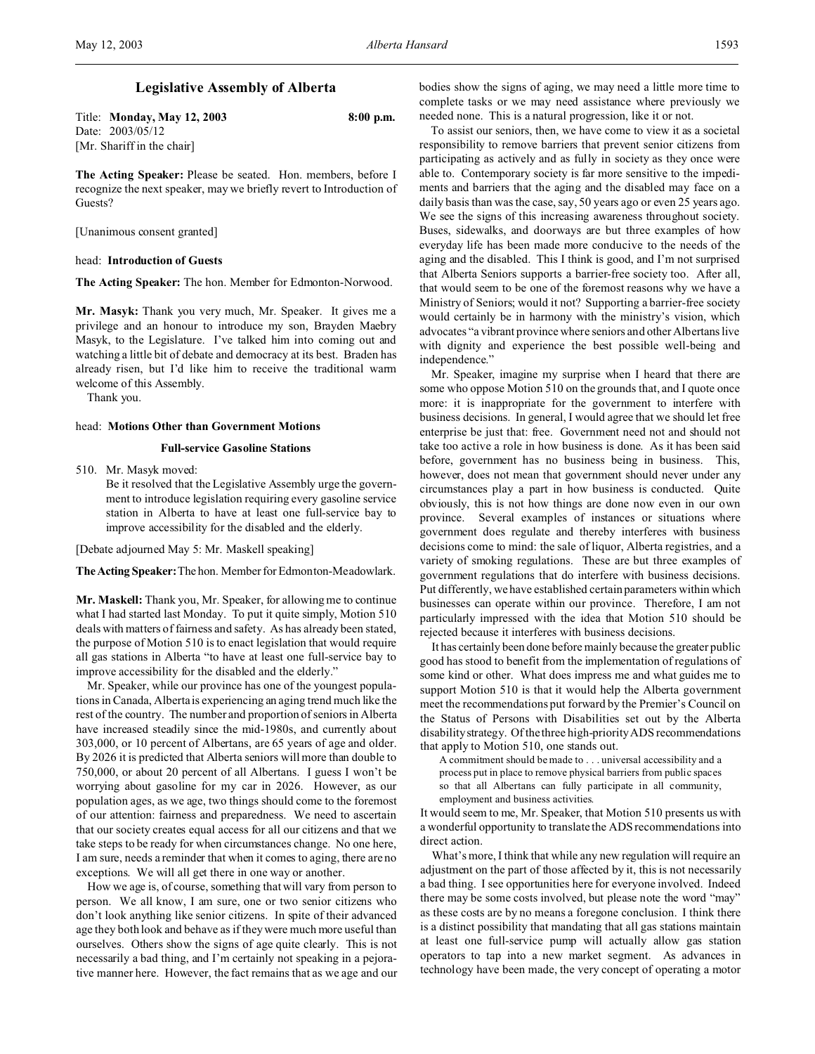# Legislative Assembly of Alberta

Title: **Monday, May 12, 2003** **8:00 p.m.**
Date: 2003/05/12
[Mr. Shariff in the chair]

**The Acting Speaker:** Please be seated. Hon. members, before I recognize the next speaker, may we briefly revert to Introduction of Guests?

[Unanimous consent granted]

head: **Introduction of Guests**

**The Acting Speaker:** The hon. Member for Edmonton-Norwood.

**Mr. Masyk:** Thank you very much, Mr. Speaker. It gives me a privilege and an honour to introduce my son, Brayden Maebry Masyk, to the Legislature. I've talked him into coming out and watching a little bit of debate and democracy at its best. Braden has already risen, but I'd like him to receive the traditional warm welcome of this Assembly.

Thank you.

head: **Motions Other than Government Motions**

**Full-service Gasoline Stations**

510. Mr. Masyk moved:

Be it resolved that the Legislative Assembly urge the government to introduce legislation requiring every gasoline service station in Alberta to have at least one full-service bay to improve accessibility for the disabled and the elderly.

[Debate adjourned May 5: Mr. Maskell speaking]

**The Acting Speaker:** The hon. Member for Edmonton-Meadowlark.

**Mr. Maskell:** Thank you, Mr. Speaker, for allowing me to continue what I had started last Monday. To put it quite simply, Motion 510 deals with matters of fairness and safety. As has already been stated, the purpose of Motion 510 is to enact legislation that would require all gas stations in Alberta "to have at least one full-service bay to improve accessibility for the disabled and the elderly."

Mr. Speaker, while our province has one of the youngest populations in Canada, Alberta is experiencing an aging trend much like the rest of the country. The number and proportion of seniors in Alberta have increased steadily since the mid-1980s, and currently about 303,000, or 10 percent of Albertans, are 65 years of age and older. By 2026 it is predicted that Alberta seniors will more than double to 750,000, or about 20 percent of all Albertans. I guess I won't be worrying about gasoline for my car in 2026. However, as our population ages, as we age, two things should come to the foremost of our attention: fairness and preparedness. We need to ascertain that our society creates equal access for all our citizens and that we take steps to be ready for when circumstances change. No one here, I am sure, needs a reminder that when it comes to aging, there are no exceptions. We will all get there in one way or another.

How we age is, of course, something that will vary from person to person. We all know, I am sure, one or two senior citizens who don't look anything like senior citizens. In spite of their advanced age they both look and behave as if they were much more useful than ourselves. Others show the signs of age quite clearly. This is not necessarily a bad thing, and I'm certainly not speaking in a pejorative manner here. However, the fact remains that as we age and our bodies show the signs of aging, we may need a little more time to complete tasks or we may need assistance where previously we needed none. This is a natural progression, like it or not.

To assist our seniors, then, we have come to view it as a societal responsibility to remove barriers that prevent senior citizens from participating as actively and as fully in society as they once were able to. Contemporary society is far more sensitive to the impediments and barriers that the aging and the disabled may face on a daily basis than was the case, say, 50 years ago or even 25 years ago. We see the signs of this increasing awareness throughout society. Buses, sidewalks, and doorways are but three examples of how everyday life has been made more conducive to the needs of the aging and the disabled. This I think is good, and I'm not surprised that Alberta Seniors supports a barrier-free society too. After all, that would seem to be one of the foremost reasons why we have a Ministry of Seniors; would it not? Supporting a barrier-free society would certainly be in harmony with the ministry's vision, which advocates "a vibrant province where seniors and other Albertans live with dignity and experience the best possible well-being and independence."

Mr. Speaker, imagine my surprise when I heard that there are some who oppose Motion 510 on the grounds that, and I quote once more: it is inappropriate for the government to interfere with business decisions. In general, I would agree that we should let free enterprise be just that: free. Government need not and should not take too active a role in how business is done. As it has been said before, government has no business being in business. This, however, does not mean that government should never under any circumstances play a part in how business is conducted. Quite obviously, this is not how things are done now even in our own province. Several examples of instances or situations where government does regulate and thereby interferes with business decisions come to mind: the sale of liquor, Alberta registries, and a variety of smoking regulations. These are but three examples of government regulations that do interfere with business decisions. Put differently, we have established certain parameters within which businesses can operate within our province. Therefore, I am not particularly impressed with the idea that Motion 510 should be rejected because it interferes with business decisions.

It has certainly been done before mainly because the greater public good has stood to benefit from the implementation of regulations of some kind or other. What does impress me and what guides me to support Motion 510 is that it would help the Alberta government meet the recommendations put forward by the Premier's Council on the Status of Persons with Disabilities set out by the Alberta disability strategy. Of the three high-priority ADS recommendations that apply to Motion 510, one stands out.

> A commitment should be made to . . . universal accessibility and a process put in place to remove physical barriers from public spaces so that all Albertans can fully participate in all community, employment and business activities.

It would seem to me, Mr. Speaker, that Motion 510 presents us with a wonderful opportunity to translate the ADS recommendations into direct action.

What's more, I think that while any new regulation will require an adjustment on the part of those affected by it, this is not necessarily a bad thing. I see opportunities here for everyone involved. Indeed there may be some costs involved, but please note the word "may" as these costs are by no means a foregone conclusion. I think there is a distinct possibility that mandating that all gas stations maintain at least one full-service pump will actually allow gas station operators to tap into a new market segment. As advances in technology have been made, the very concept of operating a motor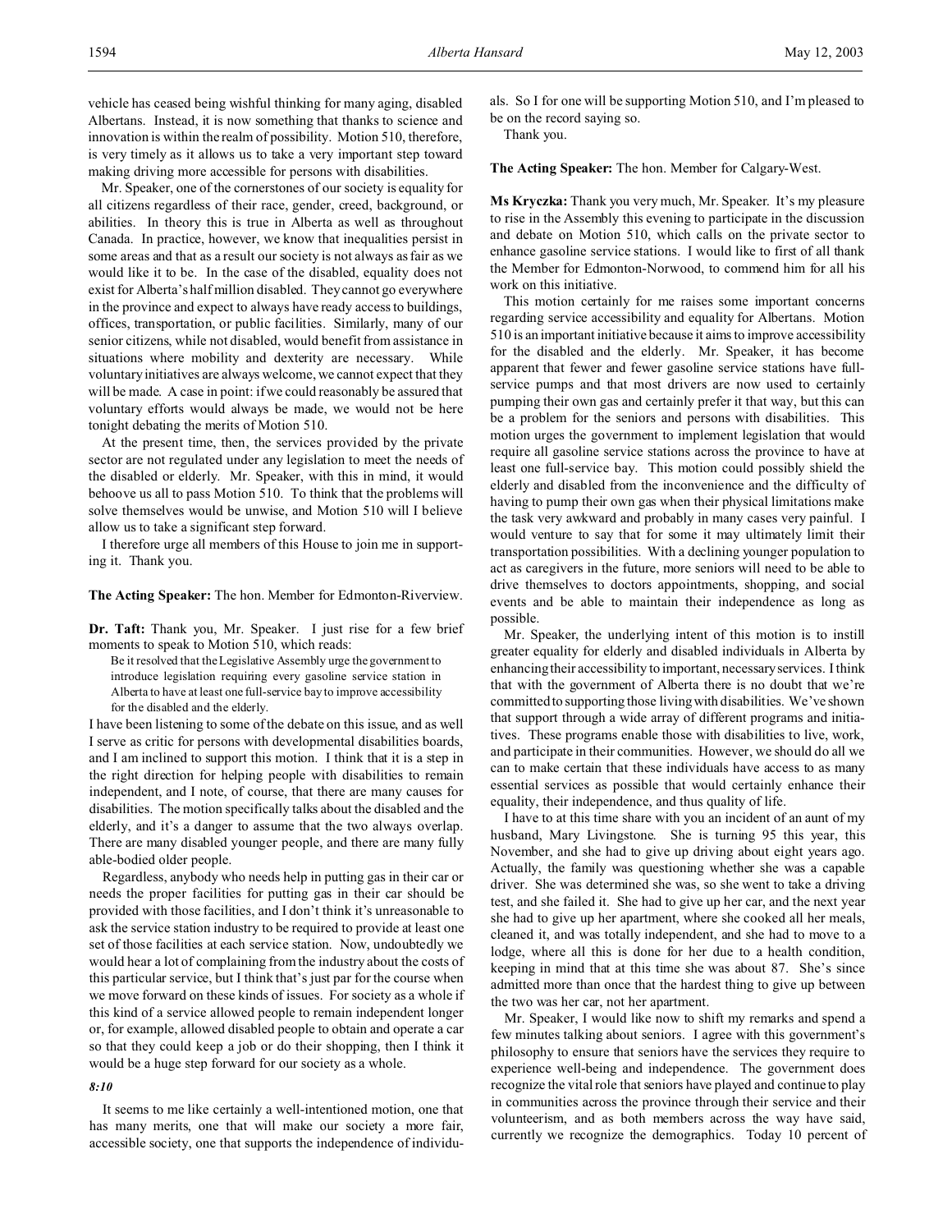vehicle has ceased being wishful thinking for many aging, disabled Albertans. Instead, it is now something that thanks to science and innovation is within the realm of possibility. Motion 510, therefore, is very timely as it allows us to take a very important step toward making driving more accessible for persons with disabilities.

Mr. Speaker, one of the cornerstones of our society is equality for all citizens regardless of their race, gender, creed, background, or abilities. In theory this is true in Alberta as well as throughout Canada. In practice, however, we know that inequalities persist in some areas and that as a result our society is not always as fair as we would like it to be. In the case of the disabled, equality does not exist for Alberta's half million disabled. They cannot go everywhere in the province and expect to always have ready access to buildings, offices, transportation, or public facilities. Similarly, many of our senior citizens, while not disabled, would benefit from assistance in situations where mobility and dexterity are necessary. While voluntary initiatives are always welcome, we cannot expect that they will be made. A case in point: if we could reasonably be assured that voluntary efforts would always be made, we would not be here tonight debating the merits of Motion 510.

At the present time, then, the services provided by the private sector are not regulated under any legislation to meet the needs of the disabled or elderly. Mr. Speaker, with this in mind, it would behoove us all to pass Motion 510. To think that the problems will solve themselves would be unwise, and Motion 510 will I believe allow us to take a significant step forward.

I therefore urge all members of this House to join me in supporting it. Thank you.

**The Acting Speaker:** The hon. Member for Edmonton-Riverview.

**Dr. Taft:** Thank you, Mr. Speaker. I just rise for a few brief moments to speak to Motion 510, which reads:

> Be it resolved that the Legislative Assembly urge the government to introduce legislation requiring every gasoline service station in Alberta to have at least one full-service bay to improve accessibility for the disabled and the elderly.

I have been listening to some of the debate on this issue, and as well I serve as critic for persons with developmental disabilities boards, and I am inclined to support this motion. I think that it is a step in the right direction for helping people with disabilities to remain independent, and I note, of course, that there are many causes for disabilities. The motion specifically talks about the disabled and the elderly, and it's a danger to assume that the two always overlap. There are many disabled younger people, and there are many fully able-bodied older people.

Regardless, anybody who needs help in putting gas in their car or needs the proper facilities for putting gas in their car should be provided with those facilities, and I don't think it's unreasonable to ask the service station industry to be required to provide at least one set of those facilities at each service station. Now, undoubtedly we would hear a lot of complaining from the industry about the costs of this particular service, but I think that's just par for the course when we move forward on these kinds of issues. For society as a whole if this kind of a service allowed people to remain independent longer or, for example, allowed disabled people to obtain and operate a car so that they could keep a job or do their shopping, then I think it would be a huge step forward for our society as a whole.

*8:10*

It seems to me like certainly a well-intentioned motion, one that has many merits, one that will make our society a more fair, accessible society, one that supports the independence of individuals. So I for one will be supporting Motion 510, and I'm pleased to be on the record saying so.

Thank you.

**The Acting Speaker:** The hon. Member for Calgary-West.

**Ms Kryczka:** Thank you very much, Mr. Speaker. It's my pleasure to rise in the Assembly this evening to participate in the discussion and debate on Motion 510, which calls on the private sector to enhance gasoline service stations. I would like to first of all thank the Member for Edmonton-Norwood, to commend him for all his work on this initiative.

This motion certainly for me raises some important concerns regarding service accessibility and equality for Albertans. Motion 510 is an important initiative because it aims to improve accessibility for the disabled and the elderly. Mr. Speaker, it has become apparent that fewer and fewer gasoline service stations have full-service pumps and that most drivers are now used to certainly pumping their own gas and certainly prefer it that way, but this can be a problem for the seniors and persons with disabilities. This motion urges the government to implement legislation that would require all gasoline service stations across the province to have at least one full-service bay. This motion could possibly shield the elderly and disabled from the inconvenience and the difficulty of having to pump their own gas when their physical limitations make the task very awkward and probably in many cases very painful. I would venture to say that for some it may ultimately limit their transportation possibilities. With a declining younger population to act as caregivers in the future, more seniors will need to be able to drive themselves to doctors appointments, shopping, and social events and be able to maintain their independence as long as possible.

Mr. Speaker, the underlying intent of this motion is to instill greater equality for elderly and disabled individuals in Alberta by enhancing their accessibility to important, necessary services. I think that with the government of Alberta there is no doubt that we're committed to supporting those living with disabilities. We've shown that support through a wide array of different programs and initiatives. These programs enable those with disabilities to live, work, and participate in their communities. However, we should do all we can to make certain that these individuals have access to as many essential services as possible that would certainly enhance their equality, their independence, and thus quality of life.

I have to at this time share with you an incident of an aunt of my husband, Mary Livingstone. She is turning 95 this year, this November, and she had to give up driving about eight years ago. Actually, the family was questioning whether she was a capable driver. She was determined she was, so she went to take a driving test, and she failed it. She had to give up her car, and the next year she had to give up her apartment, where she cooked all her meals, cleaned it, and was totally independent, and she had to move to a lodge, where all this is done for her due to a health condition, keeping in mind that at this time she was about 87. She's since admitted more than once that the hardest thing to give up between the two was her car, not her apartment.

Mr. Speaker, I would like now to shift my remarks and spend a few minutes talking about seniors. I agree with this government's philosophy to ensure that seniors have the services they require to experience well-being and independence. The government does recognize the vital role that seniors have played and continue to play in communities across the province through their service and their volunteerism, and as both members across the way have said, currently we recognize the demographics. Today 10 percent of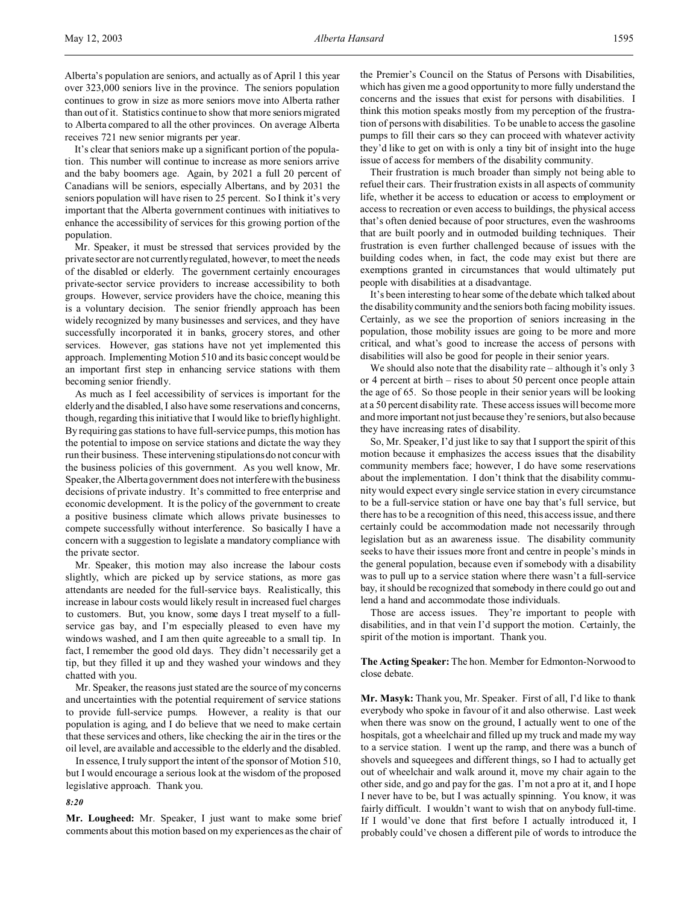Alberta's population are seniors, and actually as of April 1 this year over 323,000 seniors live in the province. The seniors population continues to grow in size as more seniors move into Alberta rather than out of it. Statistics continue to show that more seniors migrated to Alberta compared to all the other provinces. On average Alberta receives 721 new senior migrants per year.

It's clear that seniors make up a significant portion of the population. This number will continue to increase as more seniors arrive and the baby boomers age. Again, by 2021 a full 20 percent of Canadians will be seniors, especially Albertans, and by 2031 the seniors population will have risen to 25 percent. So I think it's very important that the Alberta government continues with initiatives to enhance the accessibility of services for this growing portion of the population.

Mr. Speaker, it must be stressed that services provided by the private sector are not currently regulated, however, to meet the needs of the disabled or elderly. The government certainly encourages private-sector service providers to increase accessibility to both groups. However, service providers have the choice, meaning this is a voluntary decision. The senior friendly approach has been widely recognized by many businesses and services, and they have successfully incorporated it in banks, grocery stores, and other services. However, gas stations have not yet implemented this approach. Implementing Motion 510 and its basic concept would be an important first step in enhancing service stations with them becoming senior friendly.

As much as I feel accessibility of services is important for the elderly and the disabled, I also have some reservations and concerns, though, regarding this initiative that I would like to briefly highlight. By requiring gas stations to have full-service pumps, this motion has the potential to impose on service stations and dictate the way they run their business. These intervening stipulations do not concur with the business policies of this government. As you well know, Mr. Speaker, the Alberta government does not interfere with the business decisions of private industry. It's committed to free enterprise and economic development. It is the policy of the government to create a positive business climate which allows private businesses to compete successfully without interference. So basically I have a concern with a suggestion to legislate a mandatory compliance with the private sector.

Mr. Speaker, this motion may also increase the labour costs slightly, which are picked up by service stations, as more gas attendants are needed for the full-service bays. Realistically, this increase in labour costs would likely result in increased fuel charges to customers. But, you know, some days I treat myself to a full-service gas bay, and I'm especially pleased to even have my windows washed, and I am then quite agreeable to a small tip. In fact, I remember the good old days. They didn't necessarily get a tip, but they filled it up and they washed your windows and they chatted with you.

Mr. Speaker, the reasons just stated are the source of my concerns and uncertainties with the potential requirement of service stations to provide full-service pumps. However, a reality is that our population is aging, and I do believe that we need to make certain that these services and others, like checking the air in the tires or the oil level, are available and accessible to the elderly and the disabled.

In essence, I truly support the intent of the sponsor of Motion 510, but I would encourage a serious look at the wisdom of the proposed legislative approach. Thank you.

*8:20*

**Mr. Lougheed:** Mr. Speaker, I just want to make some brief comments about this motion based on my experiences as the chair of the Premier's Council on the Status of Persons with Disabilities, which has given me a good opportunity to more fully understand the concerns and the issues that exist for persons with disabilities. I think this motion speaks mostly from my perception of the frustration of persons with disabilities. To be unable to access the gasoline pumps to fill their cars so they can proceed with whatever activity they'd like to get on with is only a tiny bit of insight into the huge issue of access for members of the disability community.

Their frustration is much broader than simply not being able to refuel their cars. Their frustration exists in all aspects of community life, whether it be access to education or access to employment or access to recreation or even access to buildings, the physical access that's often denied because of poor structures, even the washrooms that are built poorly and in outmoded building techniques. Their frustration is even further challenged because of issues with the building codes when, in fact, the code may exist but there are exemptions granted in circumstances that would ultimately put people with disabilities at a disadvantage.

It's been interesting to hear some of the debate which talked about the disability community and the seniors both facing mobility issues. Certainly, as we see the proportion of seniors increasing in the population, those mobility issues are going to be more and more critical, and what's good to increase the access of persons with disabilities will also be good for people in their senior years.

We should also note that the disability rate – although it's only 3 or 4 percent at birth – rises to about 50 percent once people attain the age of 65. So those people in their senior years will be looking at a 50 percent disability rate. These access issues will become more and more important not just because they're seniors, but also because they have increasing rates of disability.

So, Mr. Speaker, I'd just like to say that I support the spirit of this motion because it emphasizes the access issues that the disability community members face; however, I do have some reservations about the implementation. I don't think that the disability community would expect every single service station in every circumstance to be a full-service station or have one bay that's full service, but there has to be a recognition of this need, this access issue, and there certainly could be accommodation made not necessarily through legislation but as an awareness issue. The disability community seeks to have their issues more front and centre in people's minds in the general population, because even if somebody with a disability was to pull up to a service station where there wasn't a full-service bay, it should be recognized that somebody in there could go out and lend a hand and accommodate those individuals.

Those are access issues. They're important to people with disabilities, and in that vein I'd support the motion. Certainly, the spirit of the motion is important. Thank you.

**The Acting Speaker:** The hon. Member for Edmonton-Norwood to close debate.

**Mr. Masyk:** Thank you, Mr. Speaker. First of all, I'd like to thank everybody who spoke in favour of it and also otherwise. Last week when there was snow on the ground, I actually went to one of the hospitals, got a wheelchair and filled up my truck and made my way to a service station. I went up the ramp, and there was a bunch of shovels and squeegees and different things, so I had to actually get out of wheelchair and walk around it, move my chair again to the other side, and go and pay for the gas. I'm not a pro at it, and I hope I never have to be, but I was actually spinning. You know, it was fairly difficult. I wouldn't want to wish that on anybody full-time. If I would've done that first before I actually introduced it, I probably could've chosen a different pile of words to introduce the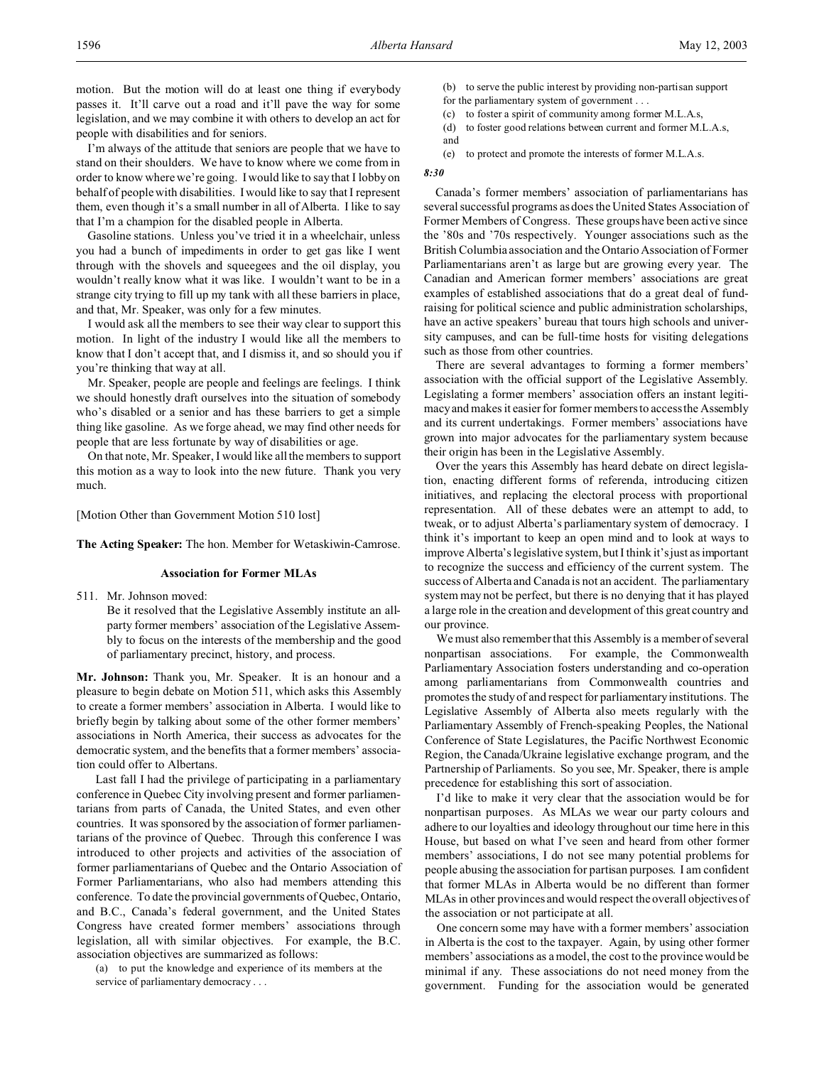motion. But the motion will do at least one thing if everybody passes it. It'll carve out a road and it'll pave the way for some legislation, and we may combine it with others to develop an act for people with disabilities and for seniors.

I'm always of the attitude that seniors are people that we have to stand on their shoulders. We have to know where we come from in order to know where we're going. I would like to say that I lobby on behalf of people with disabilities. I would like to say that I represent them, even though it's a small number in all of Alberta. I like to say that I'm a champion for the disabled people in Alberta.

Gasoline stations. Unless you've tried it in a wheelchair, unless you had a bunch of impediments in order to get gas like I went through with the shovels and squeegees and the oil display, you wouldn't really know what it was like. I wouldn't want to be in a strange city trying to fill up my tank with all these barriers in place, and that, Mr. Speaker, was only for a few minutes.

I would ask all the members to see their way clear to support this motion. In light of the industry I would like all the members to know that I don't accept that, and I dismiss it, and so should you if you're thinking that way at all.

Mr. Speaker, people are people and feelings are feelings. I think we should honestly draft ourselves into the situation of somebody who's disabled or a senior and has these barriers to get a simple thing like gasoline. As we forge ahead, we may find other needs for people that are less fortunate by way of disabilities or age.

On that note, Mr. Speaker, I would like all the members to support this motion as a way to look into the new future. Thank you very much.

[Motion Other than Government Motion 510 lost]

**The Acting Speaker:** The hon. Member for Wetaskiwin-Camrose.

### Association for Former MLAs

511. Mr. Johnson moved:

Be it resolved that the Legislative Assembly institute an all-party former members' association of the Legislative Assembly to focus on the interests of the membership and the good of parliamentary precinct, history, and process.

**Mr. Johnson:** Thank you, Mr. Speaker. It is an honour and a pleasure to begin debate on Motion 511, which asks this Assembly to create a former members' association in Alberta. I would like to briefly begin by talking about some of the other former members' associations in North America, their success as advocates for the democratic system, and the benefits that a former members' association could offer to Albertans.

Last fall I had the privilege of participating in a parliamentary conference in Quebec City involving present and former parliamentarians from parts of Canada, the United States, and even other countries. It was sponsored by the association of former parliamentarians of the province of Quebec. Through this conference I was introduced to other projects and activities of the association of former parliamentarians of Quebec and the Ontario Association of Former Parliamentarians, who also had members attending this conference. To date the provincial governments of Quebec, Ontario, and B.C., Canada's federal government, and the United States Congress have created former members' associations through legislation, all with similar objectives. For example, the B.C. association objectives are summarized as follows:

(a) to put the knowledge and experience of its members at the service of parliamentary democracy . . .

(b) to serve the public interest by providing non-partisan support for the parliamentary system of government . . .

(c) to foster a spirit of community among former M.L.A.s,

(d) to foster good relations between current and former M.L.A.s, and

(e) to protect and promote the interests of former M.L.A.s.

*8:30*

Canada's former members' association of parliamentarians has several successful programs as does the United States Association of Former Members of Congress. These groups have been active since the '80s and '70s respectively. Younger associations such as the British Columbia association and the Ontario Association of Former Parliamentarians aren't as large but are growing every year. The Canadian and American former members' associations are great examples of established associations that do a great deal of fund-raising for political science and public administration scholarships, have an active speakers' bureau that tours high schools and university campuses, and can be full-time hosts for visiting delegations such as those from other countries.

There are several advantages to forming a former members' association with the official support of the Legislative Assembly. Legislating a former members' association offers an instant legitimacy and makes it easier for former members to access the Assembly and its current undertakings. Former members' associations have grown into major advocates for the parliamentary system because their origin has been in the Legislative Assembly.

Over the years this Assembly has heard debate on direct legislation, enacting different forms of referenda, introducing citizen initiatives, and replacing the electoral process with proportional representation. All of these debates were an attempt to add, to tweak, or to adjust Alberta's parliamentary system of democracy. I think it's important to keep an open mind and to look at ways to improve Alberta's legislative system, but I think it's just as important to recognize the success and efficiency of the current system. The success of Alberta and Canada is not an accident. The parliamentary system may not be perfect, but there is no denying that it has played a large role in the creation and development of this great country and our province.

We must also remember that this Assembly is a member of several nonpartisan associations. For example, the Commonwealth Parliamentary Association fosters understanding and co-operation among parliamentarians from Commonwealth countries and promotes the study of and respect for parliamentary institutions. The Legislative Assembly of Alberta also meets regularly with the Parliamentary Assembly of French-speaking Peoples, the National Conference of State Legislatures, the Pacific Northwest Economic Region, the Canada/Ukraine legislative exchange program, and the Partnership of Parliaments. So you see, Mr. Speaker, there is ample precedence for establishing this sort of association.

I'd like to make it very clear that the association would be for nonpartisan purposes. As MLAs we wear our party colours and adhere to our loyalties and ideology throughout our time here in this House, but based on what I've seen and heard from other former members' associations, I do not see many potential problems for people abusing the association for partisan purposes. I am confident that former MLAs in Alberta would be no different than former MLAs in other provinces and would respect the overall objectives of the association or not participate at all.

One concern some may have with a former members' association in Alberta is the cost to the taxpayer. Again, by using other former members' associations as a model, the cost to the province would be minimal if any. These associations do not need money from the government. Funding for the association would be generated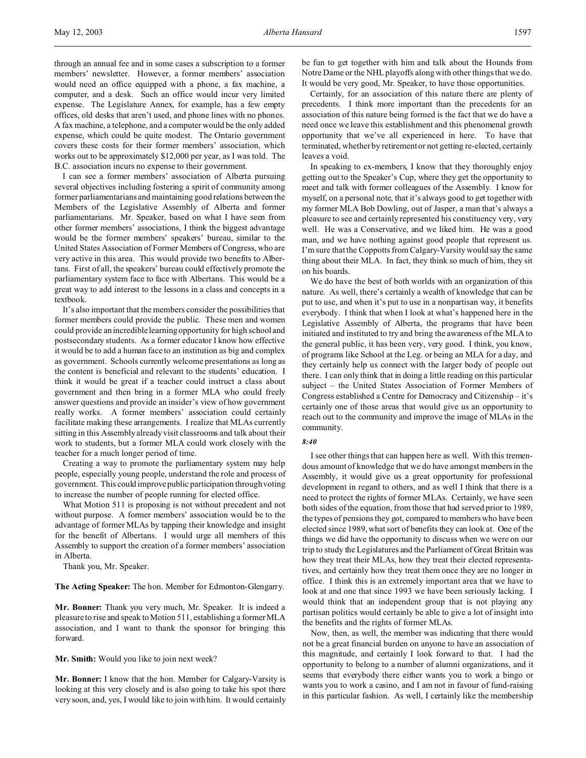through an annual fee and in some cases a subscription to a former members' newsletter. However, a former members' association would need an office equipped with a phone, a fax machine, a computer, and a desk. Such an office would incur very limited expense. The Legislature Annex, for example, has a few empty offices, old desks that aren't used, and phone lines with no phones. A fax machine, a telephone, and a computer would be the only added expense, which could be quite modest. The Ontario government covers these costs for their former members' association, which works out to be approximately $12,000 per year, as I was told. The B.C. association incurs no expense to their government.

I can see a former members' association of Alberta pursuing several objectives including fostering a spirit of community among former parliamentarians and maintaining good relations between the Members of the Legislative Assembly of Alberta and former parliamentarians. Mr. Speaker, based on what I have seen from other former members' associations, I think the biggest advantage would be the former members' speakers' bureau, similar to the United States Association of Former Members of Congress, who are very active in this area. This would provide two benefits to Albertans. First of all, the speakers' bureau could effectively promote the parliamentary system face to face with Albertans. This would be a great way to add interest to the lessons in a class and concepts in a textbook.

It's also important that the members consider the possibilities that former members could provide the public. These men and women could provide an incredible learning opportunity for high school and postsecondary students. As a former educator I know how effective it would be to add a human face to an institution as big and complex as government. Schools currently welcome presentations as long as the content is beneficial and relevant to the students' education. I think it would be great if a teacher could instruct a class about government and then bring in a former MLA who could freely answer questions and provide an insider's view of how government really works. A former members' association could certainly facilitate making these arrangements. I realize that MLAs currently sitting in this Assembly already visit classrooms and talk about their work to students, but a former MLA could work closely with the teacher for a much longer period of time.

Creating a way to promote the parliamentary system may help people, especially young people, understand the role and process of government. This could improve public participation through voting to increase the number of people running for elected office.

What Motion 511 is proposing is not without precedent and not without purpose. A former members' association would be to the advantage of former MLAs by tapping their knowledge and insight for the benefit of Albertans. I would urge all members of this Assembly to support the creation of a former members' association in Alberta.

Thank you, Mr. Speaker.

**The Acting Speaker:** The hon. Member for Edmonton-Glengarry.

**Mr. Bonner:** Thank you very much, Mr. Speaker. It is indeed a pleasure to rise and speak to Motion 511, establishing a former MLA association, and I want to thank the sponsor for bringing this forward.

**Mr. Smith:** Would you like to join next week?

**Mr. Bonner:** I know that the hon. Member for Calgary-Varsity is looking at this very closely and is also going to take his spot there very soon, and, yes, I would like to join with him. It would certainly be fun to get together with him and talk about the Hounds from Notre Dame or the NHL playoffs along with other things that we do. It would be very good, Mr. Speaker, to have those opportunities.

Certainly, for an association of this nature there are plenty of precedents. I think more important than the precedents for an association of this nature being formed is the fact that we do have a need once we leave this establishment and this phenomenal growth opportunity that we've all experienced in here. To have that terminated, whether by retirement or not getting re-elected, certainly leaves a void.

In speaking to ex-members, I know that they thoroughly enjoy getting out to the Speaker's Cup, where they get the opportunity to meet and talk with former colleagues of the Assembly. I know for myself, on a personal note, that it's always good to get together with my former MLA Bob Dowling, out of Jasper, a man that's always a pleasure to see and certainly represented his constituency very, very well. He was a Conservative, and we liked him. He was a good man, and we have nothing against good people that represent us. I'm sure that the Coppotts from Calgary-Varsity would say the same thing about their MLA. In fact, they think so much of him, they sit on his boards.

We do have the best of both worlds with an organization of this nature. As well, there's certainly a wealth of knowledge that can be put to use, and when it's put to use in a nonpartisan way, it benefits everybody. I think that when I look at what's happened here in the Legislative Assembly of Alberta, the programs that have been initiated and instituted to try and bring the awareness of the MLA to the general public, it has been very, very good. I think, you know, of programs like School at the Leg. or being an MLA for a day, and they certainly help us connect with the larger body of people out there. I can only think that in doing a little reading on this particular subject – the United States Association of Former Members of Congress established a Centre for Democracy and Citizenship – it's certainly one of those areas that would give us an opportunity to reach out to the community and improve the image of MLAs in the community.

*8:40*

I see other things that can happen here as well. With this tremendous amount of knowledge that we do have amongst members in the Assembly, it would give us a great opportunity for professional development in regard to others, and as well I think that there is a need to protect the rights of former MLAs. Certainly, we have seen both sides of the equation, from those that had served prior to 1989, the types of pensions they got, compared to members who have been elected since 1989, what sort of benefits they can look at. One of the things we did have the opportunity to discuss when we were on our trip to study the Legislatures and the Parliament of Great Britain was how they treat their MLAs, how they treat their elected representatives, and certainly how they treat them once they are no longer in office. I think this is an extremely important area that we have to look at and one that since 1993 we have been seriously lacking. I would think that an independent group that is not playing any partisan politics would certainly be able to give a lot of insight into the benefits and the rights of former MLAs.

Now, then, as well, the member was indicating that there would not be a great financial burden on anyone to have an association of this magnitude, and certainly I look forward to that. I had the opportunity to belong to a number of alumni organizations, and it seems that everybody there either wants you to work a bingo or wants you to work a casino, and I am not in favour of fund-raising in this particular fashion. As well, I certainly like the membership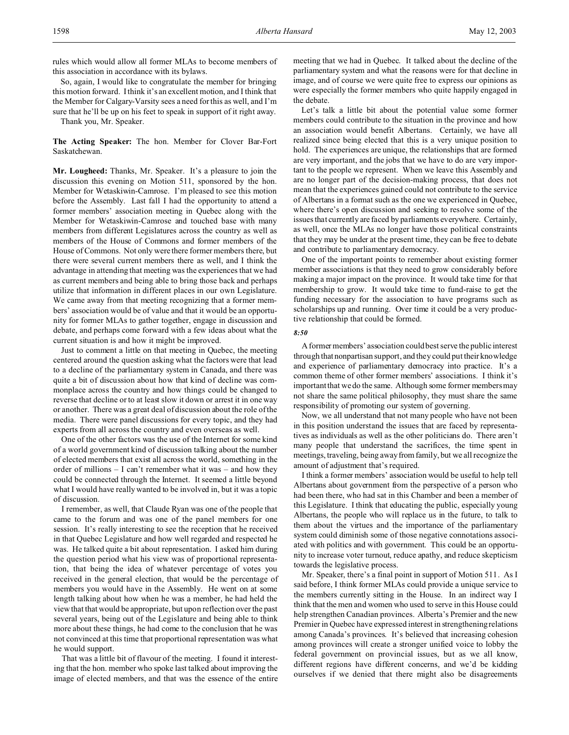rules which would allow all former MLAs to become members of this association in accordance with its bylaws.

So, again, I would like to congratulate the member for bringing this motion forward. I think it's an excellent motion, and I think that the Member for Calgary-Varsity sees a need for this as well, and I'm sure that he'll be up on his feet to speak in support of it right away.

Thank you, Mr. Speaker.

**The Acting Speaker:** The hon. Member for Clover Bar-Fort Saskatchewan.

**Mr. Lougheed:** Thanks, Mr. Speaker. It's a pleasure to join the discussion this evening on Motion 511, sponsored by the hon. Member for Wetaskiwin-Camrose. I'm pleased to see this motion before the Assembly. Last fall I had the opportunity to attend a former members' association meeting in Quebec along with the Member for Wetaskiwin-Camrose and touched base with many members from different Legislatures across the country as well as members of the House of Commons and former members of the House of Commons. Not only were there former members there, but there were several current members there as well, and I think the advantage in attending that meeting was the experiences that we had as current members and being able to bring those back and perhaps utilize that information in different places in our own Legislature. We came away from that meeting recognizing that a former members' association would be of value and that it would be an opportunity for former MLAs to gather together, engage in discussion and debate, and perhaps come forward with a few ideas about what the current situation is and how it might be improved.

Just to comment a little on that meeting in Quebec, the meeting centered around the question asking what the factors were that lead to a decline of the parliamentary system in Canada, and there was quite a bit of discussion about how that kind of decline was commonplace across the country and how things could be changed to reverse that decline or to at least slow it down or arrest it in one way or another. There was a great deal of discussion about the role of the media. There were panel discussions for every topic, and they had experts from all across the country and even overseas as well.

One of the other factors was the use of the Internet for some kind of a world government kind of discussion talking about the number of elected members that exist all across the world, something in the order of millions – I can't remember what it was – and how they could be connected through the Internet. It seemed a little beyond what I would have really wanted to be involved in, but it was a topic of discussion.

I remember, as well, that Claude Ryan was one of the people that came to the forum and was one of the panel members for one session. It's really interesting to see the reception that he received in that Quebec Legislature and how well regarded and respected he was. He talked quite a bit about representation. I asked him during the question period what his view was of proportional representation, that being the idea of whatever percentage of votes you received in the general election, that would be the percentage of members you would have in the Assembly. He went on at some length talking about how when he was a member, he had held the view that that would be appropriate, but upon reflection over the past several years, being out of the Legislature and being able to think more about these things, he had come to the conclusion that he was not convinced at this time that proportional representation was what he would support.

That was a little bit of flavour of the meeting. I found it interesting that the hon. member who spoke last talked about improving the image of elected members, and that was the essence of the entire meeting that we had in Quebec. It talked about the decline of the parliamentary system and what the reasons were for that decline in image, and of course we were quite free to express our opinions as were especially the former members who quite happily engaged in the debate.

Let's talk a little bit about the potential value some former members could contribute to the situation in the province and how an association would benefit Albertans. Certainly, we have all realized since being elected that this is a very unique position to hold. The experiences are unique, the relationships that are formed are very important, and the jobs that we have to do are very important to the people we represent. When we leave this Assembly and are no longer part of the decision-making process, that does not mean that the experiences gained could not contribute to the service of Albertans in a format such as the one we experienced in Quebec, where there's open discussion and seeking to resolve some of the issues that currently are faced by parliaments everywhere. Certainly, as well, once the MLAs no longer have those political constraints that they may be under at the present time, they can be free to debate and contribute to parliamentary democracy.

One of the important points to remember about existing former member associations is that they need to grow considerably before making a major impact on the province. It would take time for that membership to grow. It would take time to fund-raise to get the funding necessary for the association to have programs such as scholarships up and running. Over time it could be a very productive relationship that could be formed.

*8:50*

A former members' association could best serve the public interest through that nonpartisan support, and they could put their knowledge and experience of parliamentary democracy into practice. It's a common theme of other former members' associations. I think it's important that we do the same. Although some former members may not share the same political philosophy, they must share the same responsibility of promoting our system of governing.

Now, we all understand that not many people who have not been in this position understand the issues that are faced by representatives as individuals as well as the other politicians do. There aren't many people that understand the sacrifices, the time spent in meetings, traveling, being away from family, but we all recognize the amount of adjustment that's required.

I think a former members' association would be useful to help tell Albertans about government from the perspective of a person who had been there, who had sat in this Chamber and been a member of this Legislature. I think that educating the public, especially young Albertans, the people who will replace us in the future, to talk to them about the virtues and the importance of the parliamentary system could diminish some of those negative connotations associated with politics and with government. This could be an opportunity to increase voter turnout, reduce apathy, and reduce skepticism towards the legislative process.

Mr. Speaker, there's a final point in support of Motion 511. As I said before, I think former MLAs could provide a unique service to the members currently sitting in the House. In an indirect way I think that the men and women who used to serve in this House could help strengthen Canadian provinces. Alberta's Premier and the new Premier in Quebec have expressed interest in strengthening relations among Canada's provinces. It's believed that increasing cohesion among provinces will create a stronger unified voice to lobby the federal government on provincial issues, but as we all know, different regions have different concerns, and we'd be kidding ourselves if we denied that there might also be disagreements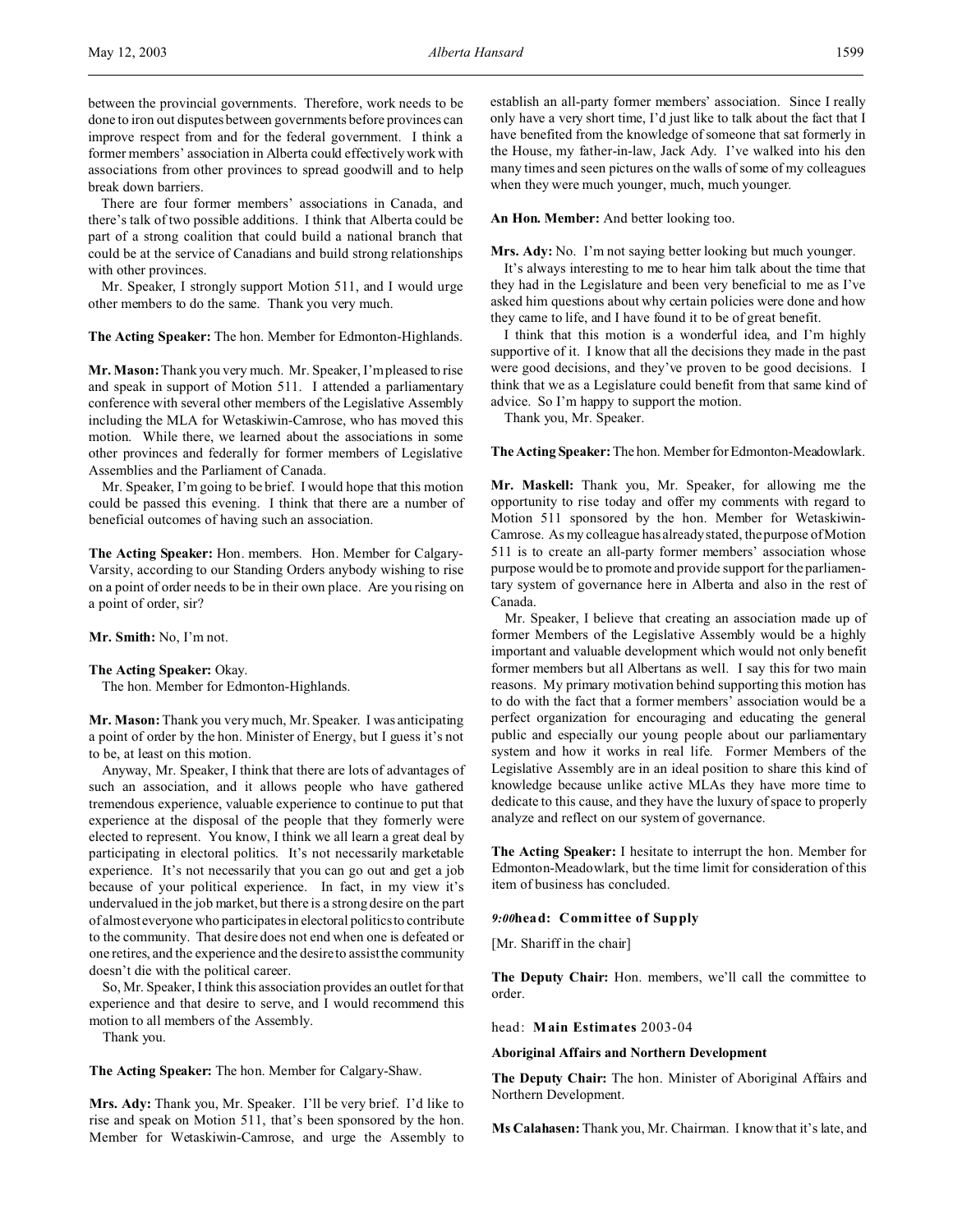between the provincial governments. Therefore, work needs to be done to iron out disputes between governments before provinces can improve respect from and for the federal government. I think a former members' association in Alberta could effectively work with associations from other provinces to spread goodwill and to help break down barriers.

There are four former members' associations in Canada, and there's talk of two possible additions. I think that Alberta could be part of a strong coalition that could build a national branch that could be at the service of Canadians and build strong relationships with other provinces.

Mr. Speaker, I strongly support Motion 511, and I would urge other members to do the same. Thank you very much.

**The Acting Speaker:** The hon. Member for Edmonton-Highlands.

**Mr. Mason:** Thank you very much. Mr. Speaker, I'm pleased to rise and speak in support of Motion 511. I attended a parliamentary conference with several other members of the Legislative Assembly including the MLA for Wetaskiwin-Camrose, who has moved this motion. While there, we learned about the associations in some other provinces and federally for former members of Legislative Assemblies and the Parliament of Canada.

Mr. Speaker, I'm going to be brief. I would hope that this motion could be passed this evening. I think that there are a number of beneficial outcomes of having such an association.

**The Acting Speaker:** Hon. members. Hon. Member for Calgary-Varsity, according to our Standing Orders anybody wishing to rise on a point of order needs to be in their own place. Are you rising on a point of order, sir?

**Mr. Smith:** No, I'm not.

**The Acting Speaker:** Okay.
The hon. Member for Edmonton-Highlands.

**Mr. Mason:** Thank you very much, Mr. Speaker. I was anticipating a point of order by the hon. Minister of Energy, but I guess it's not to be, at least on this motion.

Anyway, Mr. Speaker, I think that there are lots of advantages of such an association, and it allows people who have gathered tremendous experience, valuable experience to continue to put that experience at the disposal of the people that they formerly were elected to represent. You know, I think we all learn a great deal by participating in electoral politics. It's not necessarily marketable experience. It's not necessarily that you can go out and get a job because of your political experience. In fact, in my view it's undervalued in the job market, but there is a strong desire on the part of almost everyone who participates in electoral politics to contribute to the community. That desire does not end when one is defeated or one retires, and the experience and the desire to assist the community doesn't die with the political career.

So, Mr. Speaker, I think this association provides an outlet for that experience and that desire to serve, and I would recommend this motion to all members of the Assembly.

Thank you.

**The Acting Speaker:** The hon. Member for Calgary-Shaw.

**Mrs. Ady:** Thank you, Mr. Speaker. I'll be very brief. I'd like to rise and speak on Motion 511, that's been sponsored by the hon. Member for Wetaskiwin-Camrose, and urge the Assembly to establish an all-party former members' association. Since I really only have a very short time, I'd just like to talk about the fact that I have benefited from the knowledge of someone that sat formerly in the House, my father-in-law, Jack Ady. I've walked into his den many times and seen pictures on the walls of some of my colleagues when they were much younger, much, much younger.

**An Hon. Member:** And better looking too.

**Mrs. Ady:** No. I'm not saying better looking but much younger.

It's always interesting to me to hear him talk about the time that they had in the Legislature and been very beneficial to me as I've asked him questions about why certain policies were done and how they came to life, and I have found it to be of great benefit.

I think that this motion is a wonderful idea, and I'm highly supportive of it. I know that all the decisions they made in the past were good decisions, and they've proven to be good decisions. I think that we as a Legislature could benefit from that same kind of advice. So I'm happy to support the motion.

Thank you, Mr. Speaker.

**The Acting Speaker:** The hon. Member for Edmonton-Meadowlark.

**Mr. Maskell:** Thank you, Mr. Speaker, for allowing me the opportunity to rise today and offer my comments with regard to Motion 511 sponsored by the hon. Member for Wetaskiwin-Camrose. As my colleague has already stated, the purpose of Motion 511 is to create an all-party former members' association whose purpose would be to promote and provide support for the parliamentary system of governance here in Alberta and also in the rest of Canada.

Mr. Speaker, I believe that creating an association made up of former Members of the Legislative Assembly would be a highly important and valuable development which would not only benefit former members but all Albertans as well. I say this for two main reasons. My primary motivation behind supporting this motion has to do with the fact that a former members' association would be a perfect organization for encouraging and educating the general public and especially our young people about our parliamentary system and how it works in real life. Former Members of the Legislative Assembly are in an ideal position to share this kind of knowledge because unlike active MLAs they have more time to dedicate to this cause, and they have the luxury of space to properly analyze and reflect on our system of governance.

**The Acting Speaker:** I hesitate to interrupt the hon. Member for Edmonton-Meadowlark, but the time limit for consideration of this item of business has concluded.

*9:00* **head: Committee of Supply**

[Mr. Shariff in the chair]

**The Deputy Chair:** Hon. members, we'll call the committee to order.

head: **Main Estimates** 2003-04

**Aboriginal Affairs and Northern Development**

**The Deputy Chair:** The hon. Minister of Aboriginal Affairs and Northern Development.

**Ms Calahasen:** Thank you, Mr. Chairman. I know that it's late, and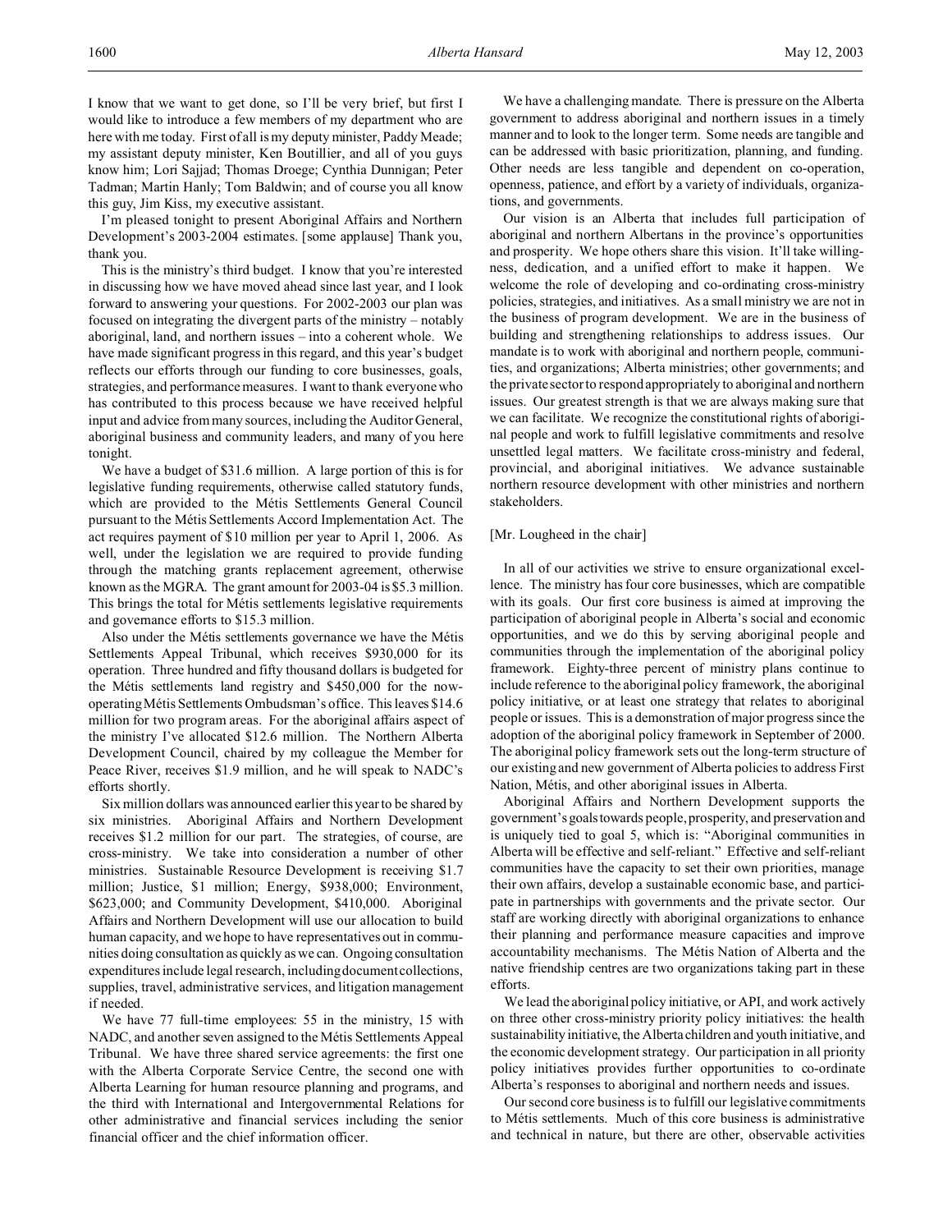I know that we want to get done, so I'll be very brief, but first I would like to introduce a few members of my department who are here with me today. First of all is my deputy minister, Paddy Meade; my assistant deputy minister, Ken Boutillier, and all of you guys know him; Lori Sajjad; Thomas Droege; Cynthia Dunnigan; Peter Tadman; Martin Hanly; Tom Baldwin; and of course you all know this guy, Jim Kiss, my executive assistant.

I'm pleased tonight to present Aboriginal Affairs and Northern Development's 2003-2004 estimates. [some applause] Thank you, thank you.

This is the ministry's third budget. I know that you're interested in discussing how we have moved ahead since last year, and I look forward to answering your questions. For 2002-2003 our plan was focused on integrating the divergent parts of the ministry – notably aboriginal, land, and northern issues – into a coherent whole. We have made significant progress in this regard, and this year's budget reflects our efforts through our funding to core businesses, goals, strategies, and performance measures. I want to thank everyone who has contributed to this process because we have received helpful input and advice from many sources, including the Auditor General, aboriginal business and community leaders, and many of you here tonight.

We have a budget of $31.6 million. A large portion of this is for legislative funding requirements, otherwise called statutory funds, which are provided to the Métis Settlements General Council pursuant to the Métis Settlements Accord Implementation Act. The act requires payment of $10 million per year to April 1, 2006. As well, under the legislation we are required to provide funding through the matching grants replacement agreement, otherwise known as the MGRA. The grant amount for 2003-04 is $5.3 million. This brings the total for Métis settlements legislative requirements and governance efforts to $15.3 million.

Also under the Métis settlements governance we have the Métis Settlements Appeal Tribunal, which receives $930,000 for its operation. Three hundred and fifty thousand dollars is budgeted for the Métis settlements land registry and $450,000 for the now-operating Métis Settlements Ombudsman's office. This leaves $14.6 million for two program areas. For the aboriginal affairs aspect of the ministry I've allocated $12.6 million. The Northern Alberta Development Council, chaired by my colleague the Member for Peace River, receives $1.9 million, and he will speak to NADC's efforts shortly.

Six million dollars was announced earlier this year to be shared by six ministries. Aboriginal Affairs and Northern Development receives $1.2 million for our part. The strategies, of course, are cross-ministry. We take into consideration a number of other ministries. Sustainable Resource Development is receiving $1.7 million; Justice, $1 million; Energy, $938,000; Environment, $623,000; and Community Development, $410,000. Aboriginal Affairs and Northern Development will use our allocation to build human capacity, and we hope to have representatives out in communities doing consultation as quickly as we can. Ongoing consultation expenditures include legal research, including document collections, supplies, travel, administrative services, and litigation management if needed.

We have 77 full-time employees: 55 in the ministry, 15 with NADC, and another seven assigned to the Métis Settlements Appeal Tribunal. We have three shared service agreements: the first one with the Alberta Corporate Service Centre, the second one with Alberta Learning for human resource planning and programs, and the third with International and Intergovernmental Relations for other administrative and financial services including the senior financial officer and the chief information officer.

We have a challenging mandate. There is pressure on the Alberta government to address aboriginal and northern issues in a timely manner and to look to the longer term. Some needs are tangible and can be addressed with basic prioritization, planning, and funding. Other needs are less tangible and dependent on co-operation, openness, patience, and effort by a variety of individuals, organizations, and governments.

Our vision is an Alberta that includes full participation of aboriginal and northern Albertans in the province's opportunities and prosperity. We hope others share this vision. It'll take willingness, dedication, and a unified effort to make it happen. We welcome the role of developing and co-ordinating cross-ministry policies, strategies, and initiatives. As a small ministry we are not in the business of program development. We are in the business of building and strengthening relationships to address issues. Our mandate is to work with aboriginal and northern people, communities, and organizations; Alberta ministries; other governments; and the private sector to respond appropriately to aboriginal and northern issues. Our greatest strength is that we are always making sure that we can facilitate. We recognize the constitutional rights of aboriginal people and work to fulfill legislative commitments and resolve unsettled legal matters. We facilitate cross-ministry and federal, provincial, and aboriginal initiatives. We advance sustainable northern resource development with other ministries and northern stakeholders.

[Mr. Lougheed in the chair]

In all of our activities we strive to ensure organizational excellence. The ministry has four core businesses, which are compatible with its goals. Our first core business is aimed at improving the participation of aboriginal people in Alberta's social and economic opportunities, and we do this by serving aboriginal people and communities through the implementation of the aboriginal policy framework. Eighty-three percent of ministry plans continue to include reference to the aboriginal policy framework, the aboriginal policy initiative, or at least one strategy that relates to aboriginal people or issues. This is a demonstration of major progress since the adoption of the aboriginal policy framework in September of 2000. The aboriginal policy framework sets out the long-term structure of our existing and new government of Alberta policies to address First Nation, Métis, and other aboriginal issues in Alberta.

Aboriginal Affairs and Northern Development supports the government's goals towards people, prosperity, and preservation and is uniquely tied to goal 5, which is: "Aboriginal communities in Alberta will be effective and self-reliant." Effective and self-reliant communities have the capacity to set their own priorities, manage their own affairs, develop a sustainable economic base, and participate in partnerships with governments and the private sector. Our staff are working directly with aboriginal organizations to enhance their planning and performance measure capacities and improve accountability mechanisms. The Métis Nation of Alberta and the native friendship centres are two organizations taking part in these efforts.

We lead the aboriginal policy initiative, or API, and work actively on three other cross-ministry priority policy initiatives: the health sustainability initiative, the Alberta children and youth initiative, and the economic development strategy. Our participation in all priority policy initiatives provides further opportunities to co-ordinate Alberta's responses to aboriginal and northern needs and issues.

Our second core business is to fulfill our legislative commitments to Métis settlements. Much of this core business is administrative and technical in nature, but there are other, observable activities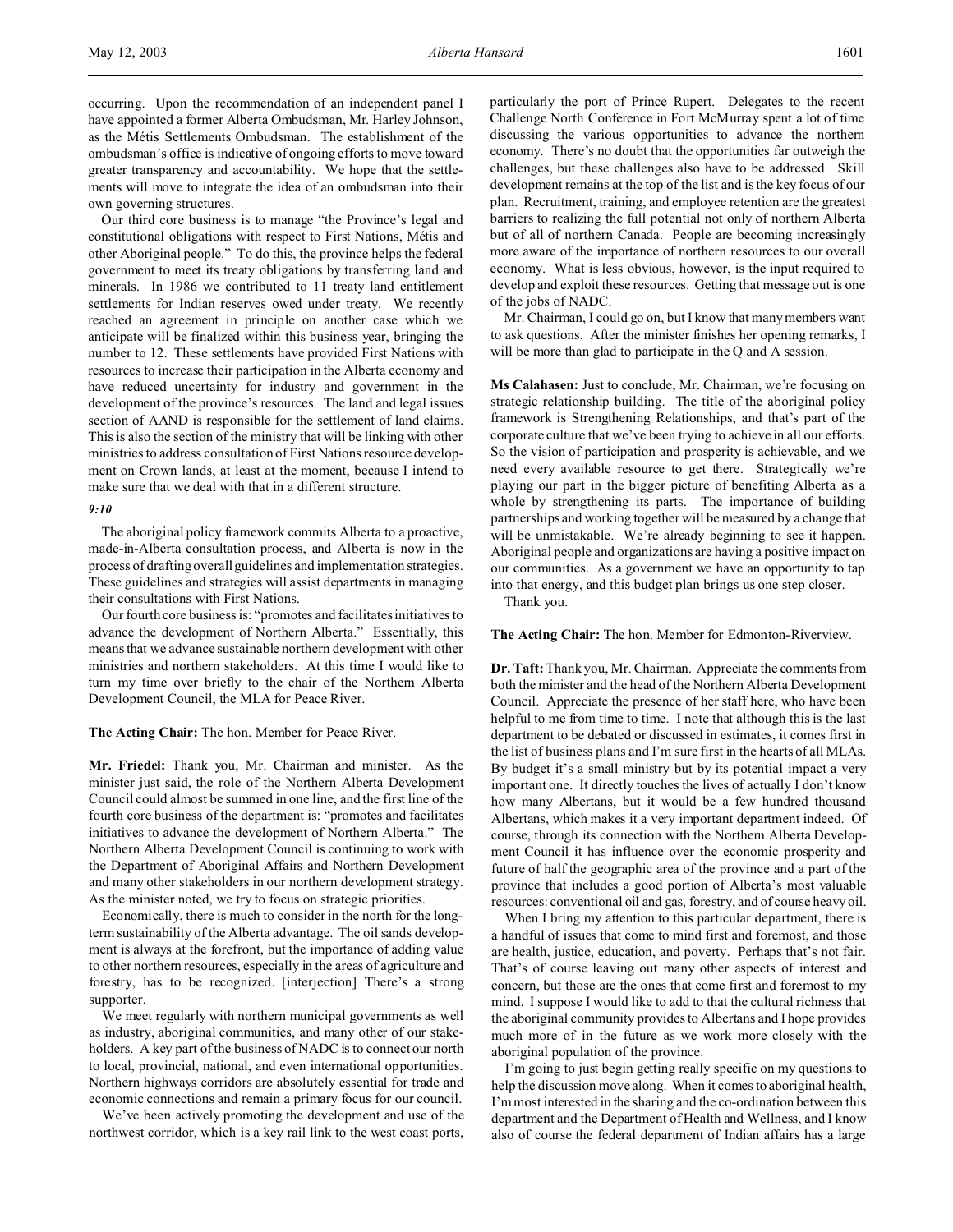occurring. Upon the recommendation of an independent panel I have appointed a former Alberta Ombudsman, Mr. Harley Johnson, as the Métis Settlements Ombudsman. The establishment of the ombudsman's office is indicative of ongoing efforts to move toward greater transparency and accountability. We hope that the settlements will move to integrate the idea of an ombudsman into their own governing structures.

Our third core business is to manage "the Province's legal and constitutional obligations with respect to First Nations, Métis and other Aboriginal people." To do this, the province helps the federal government to meet its treaty obligations by transferring land and minerals. In 1986 we contributed to 11 treaty land entitlement settlements for Indian reserves owed under treaty. We recently reached an agreement in principle on another case which we anticipate will be finalized within this business year, bringing the number to 12. These settlements have provided First Nations with resources to increase their participation in the Alberta economy and have reduced uncertainty for industry and government in the development of the province's resources. The land and legal issues section of AAND is responsible for the settlement of land claims. This is also the section of the ministry that will be linking with other ministries to address consultation of First Nations resource development on Crown lands, at least at the moment, because I intend to make sure that we deal with that in a different structure.

*9:10*

The aboriginal policy framework commits Alberta to a proactive, made-in-Alberta consultation process, and Alberta is now in the process of drafting overall guidelines and implementation strategies. These guidelines and strategies will assist departments in managing their consultations with First Nations.

Our fourth core business is: "promotes and facilitates initiatives to advance the development of Northern Alberta." Essentially, this means that we advance sustainable northern development with other ministries and northern stakeholders. At this time I would like to turn my time over briefly to the chair of the Northern Alberta Development Council, the MLA for Peace River.

**The Acting Chair:** The hon. Member for Peace River.

**Mr. Friedel:** Thank you, Mr. Chairman and minister. As the minister just said, the role of the Northern Alberta Development Council could almost be summed in one line, and the first line of the fourth core business of the department is: "promotes and facilitates initiatives to advance the development of Northern Alberta." The Northern Alberta Development Council is continuing to work with the Department of Aboriginal Affairs and Northern Development and many other stakeholders in our northern development strategy. As the minister noted, we try to focus on strategic priorities.

Economically, there is much to consider in the north for the long-term sustainability of the Alberta advantage. The oil sands development is always at the forefront, but the importance of adding value to other northern resources, especially in the areas of agriculture and forestry, has to be recognized. [interjection] There's a strong supporter.

We meet regularly with northern municipal governments as well as industry, aboriginal communities, and many other of our stakeholders. A key part of the business of NADC is to connect our north to local, provincial, national, and even international opportunities. Northern highways corridors are absolutely essential for trade and economic connections and remain a primary focus for our council.

We've been actively promoting the development and use of the northwest corridor, which is a key rail link to the west coast ports, particularly the port of Prince Rupert. Delegates to the recent Challenge North Conference in Fort McMurray spent a lot of time discussing the various opportunities to advance the northern economy. There's no doubt that the opportunities far outweigh the challenges, but these challenges also have to be addressed. Skill development remains at the top of the list and is the key focus of our plan. Recruitment, training, and employee retention are the greatest barriers to realizing the full potential not only of northern Alberta but of all of northern Canada. People are becoming increasingly more aware of the importance of northern resources to our overall economy. What is less obvious, however, is the input required to develop and exploit these resources. Getting that message out is one of the jobs of NADC.

Mr. Chairman, I could go on, but I know that many members want to ask questions. After the minister finishes her opening remarks, I will be more than glad to participate in the Q and A session.

**Ms Calahasen:** Just to conclude, Mr. Chairman, we're focusing on strategic relationship building. The title of the aboriginal policy framework is Strengthening Relationships, and that's part of the corporate culture that we've been trying to achieve in all our efforts. So the vision of participation and prosperity is achievable, and we need every available resource to get there. Strategically we're playing our part in the bigger picture of benefiting Alberta as a whole by strengthening its parts. The importance of building partnerships and working together will be measured by a change that will be unmistakable. We're already beginning to see it happen. Aboriginal people and organizations are having a positive impact on our communities. As a government we have an opportunity to tap into that energy, and this budget plan brings us one step closer.

Thank you.

**The Acting Chair:** The hon. Member for Edmonton-Riverview.

**Dr. Taft:** Thank you, Mr. Chairman. Appreciate the comments from both the minister and the head of the Northern Alberta Development Council. Appreciate the presence of her staff here, who have been helpful to me from time to time. I note that although this is the last department to be debated or discussed in estimates, it comes first in the list of business plans and I'm sure first in the hearts of all MLAs. By budget it's a small ministry but by its potential impact a very important one. It directly touches the lives of actually I don't know how many Albertans, but it would be a few hundred thousand Albertans, which makes it a very important department indeed. Of course, through its connection with the Northern Alberta Development Council it has influence over the economic prosperity and future of half the geographic area of the province and a part of the province that includes a good portion of Alberta's most valuable resources: conventional oil and gas, forestry, and of course heavy oil.

When I bring my attention to this particular department, there is a handful of issues that come to mind first and foremost, and those are health, justice, education, and poverty. Perhaps that's not fair. That's of course leaving out many other aspects of interest and concern, but those are the ones that come first and foremost to my mind. I suppose I would like to add to that the cultural richness that the aboriginal community provides to Albertans and I hope provides much more of in the future as we work more closely with the aboriginal population of the province.

I'm going to just begin getting really specific on my questions to help the discussion move along. When it comes to aboriginal health, I'm most interested in the sharing and the co-ordination between this department and the Department of Health and Wellness, and I know also of course the federal department of Indian affairs has a large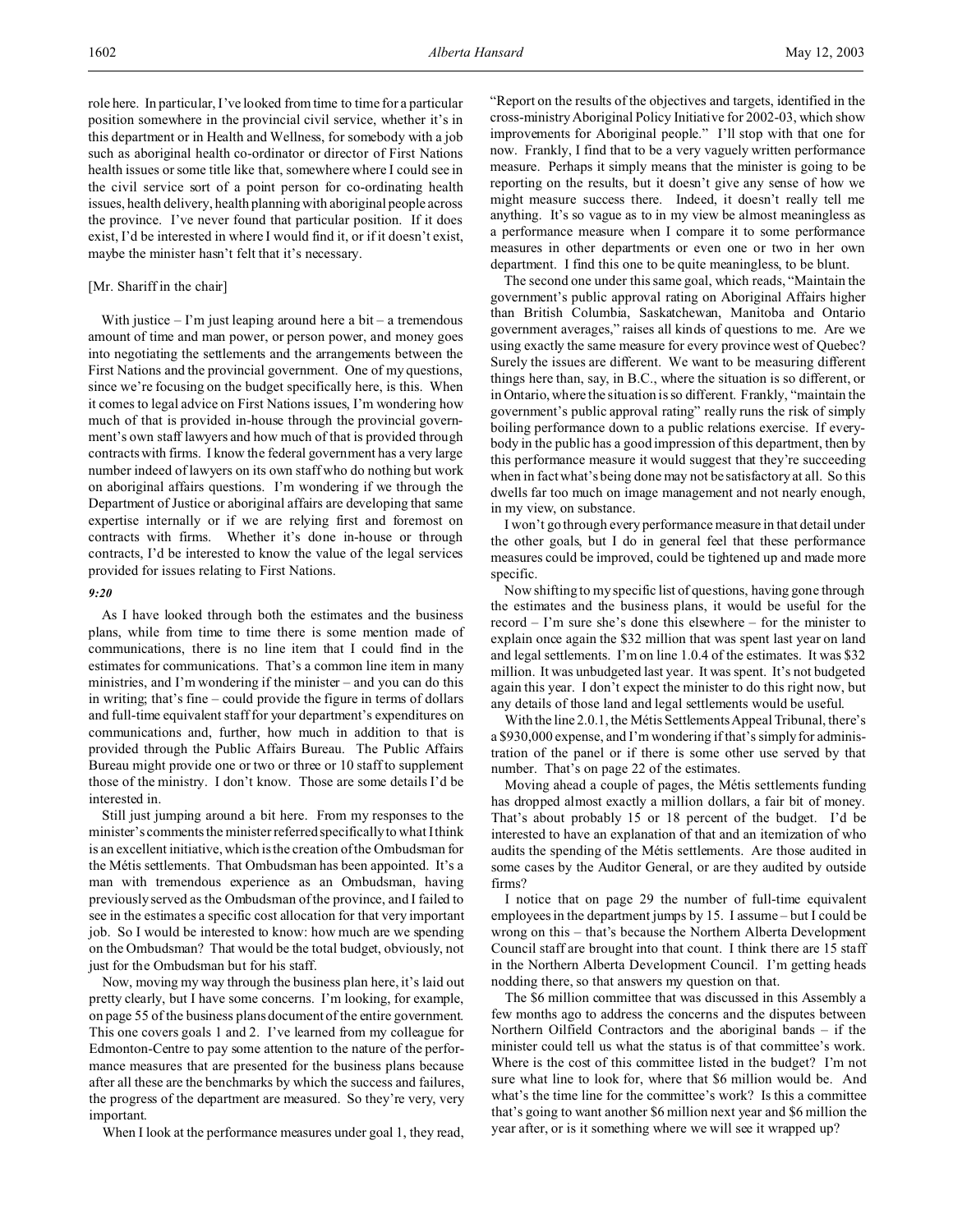role here. In particular, I've looked from time to time for a particular position somewhere in the provincial civil service, whether it's in this department or in Health and Wellness, for somebody with a job such as aboriginal health co-ordinator or director of First Nations health issues or some title like that, somewhere where I could see in the civil service sort of a point person for co-ordinating health issues, health delivery, health planning with aboriginal people across the province. I've never found that particular position. If it does exist, I'd be interested in where I would find it, or if it doesn't exist, maybe the minister hasn't felt that it's necessary.

[Mr. Shariff in the chair]

With justice – I'm just leaping around here a bit – a tremendous amount of time and man power, or person power, and money goes into negotiating the settlements and the arrangements between the First Nations and the provincial government. One of my questions, since we're focusing on the budget specifically here, is this. When it comes to legal advice on First Nations issues, I'm wondering how much of that is provided in-house through the provincial government's own staff lawyers and how much of that is provided through contracts with firms. I know the federal government has a very large number indeed of lawyers on its own staff who do nothing but work on aboriginal affairs questions. I'm wondering if we through the Department of Justice or aboriginal affairs are developing that same expertise internally or if we are relying first and foremost on contracts with firms. Whether it's done in-house or through contracts, I'd be interested to know the value of the legal services provided for issues relating to First Nations.

*9:20*

As I have looked through both the estimates and the business plans, while from time to time there is some mention made of communications, there is no line item that I could find in the estimates for communications. That's a common line item in many ministries, and I'm wondering if the minister – and you can do this in writing; that's fine – could provide the figure in terms of dollars and full-time equivalent staff for your department's expenditures on communications and, further, how much in addition to that is provided through the Public Affairs Bureau. The Public Affairs Bureau might provide one or two or three or 10 staff to supplement those of the ministry. I don't know. Those are some details I'd be interested in.

Still just jumping around a bit here. From my responses to the minister's comments the minister referred specifically to what I think is an excellent initiative, which is the creation of the Ombudsman for the Métis settlements. That Ombudsman has been appointed. It's a man with tremendous experience as an Ombudsman, having previously served as the Ombudsman of the province, and I failed to see in the estimates a specific cost allocation for that very important job. So I would be interested to know: how much are we spending on the Ombudsman? That would be the total budget, obviously, not just for the Ombudsman but for his staff.

Now, moving my way through the business plan here, it's laid out pretty clearly, but I have some concerns. I'm looking, for example, on page 55 of the business plans document of the entire government. This one covers goals 1 and 2. I've learned from my colleague for Edmonton-Centre to pay some attention to the nature of the performance measures that are presented for the business plans because after all these are the benchmarks by which the success and failures, the progress of the department are measured. So they're very, very important.

When I look at the performance measures under goal 1, they read, "Report on the results of the objectives and targets, identified in the cross-ministry Aboriginal Policy Initiative for 2002-03, which show improvements for Aboriginal people." I'll stop with that one for now. Frankly, I find that to be a very vaguely written performance measure. Perhaps it simply means that the minister is going to be reporting on the results, but it doesn't give any sense of how we might measure success there. Indeed, it doesn't really tell me anything. It's so vague as to in my view be almost meaningless as a performance measure when I compare it to some performance measures in other departments or even one or two in her own department. I find this one to be quite meaningless, to be blunt.

The second one under this same goal, which reads, "Maintain the government's public approval rating on Aboriginal Affairs higher than British Columbia, Saskatchewan, Manitoba and Ontario government averages," raises all kinds of questions to me. Are we using exactly the same measure for every province west of Quebec? Surely the issues are different. We want to be measuring different things here than, say, in B.C., where the situation is so different, or in Ontario, where the situation is so different. Frankly, "maintain the government's public approval rating" really runs the risk of simply boiling performance down to a public relations exercise. If everybody in the public has a good impression of this department, then by this performance measure it would suggest that they're succeeding when in fact what's being done may not be satisfactory at all. So this dwells far too much on image management and not nearly enough, in my view, on substance.

I won't go through every performance measure in that detail under the other goals, but I do in general feel that these performance measures could be improved, could be tightened up and made more specific.

Now shifting to my specific list of questions, having gone through the estimates and the business plans, it would be useful for the record – I'm sure she's done this elsewhere – for the minister to explain once again the $32 million that was spent last year on land and legal settlements. I'm on line 1.0.4 of the estimates. It was $32 million. It was unbudgeted last year. It was spent. It's not budgeted again this year. I don't expect the minister to do this right now, but any details of those land and legal settlements would be useful.

With the line 2.0.1, the Métis Settlements Appeal Tribunal, there's a $930,000 expense, and I'm wondering if that's simply for administration of the panel or if there is some other use served by that number. That's on page 22 of the estimates.

Moving ahead a couple of pages, the Métis settlements funding has dropped almost exactly a million dollars, a fair bit of money. That's about probably 15 or 18 percent of the budget. I'd be interested to have an explanation of that and an itemization of who audits the spending of the Métis settlements. Are those audited in some cases by the Auditor General, or are they audited by outside firms?

I notice that on page 29 the number of full-time equivalent employees in the department jumps by 15. I assume – but I could be wrong on this – that's because the Northern Alberta Development Council staff are brought into that count. I think there are 15 staff in the Northern Alberta Development Council. I'm getting heads nodding there, so that answers my question on that.

The $6 million committee that was discussed in this Assembly a few months ago to address the concerns and the disputes between Northern Oilfield Contractors and the aboriginal bands – if the minister could tell us what the status is of that committee's work. Where is the cost of this committee listed in the budget? I'm not sure what line to look for, where that $6 million would be. And what's the time line for the committee's work? Is this a committee that's going to want another $6 million next year and $6 million the year after, or is it something where we will see it wrapped up?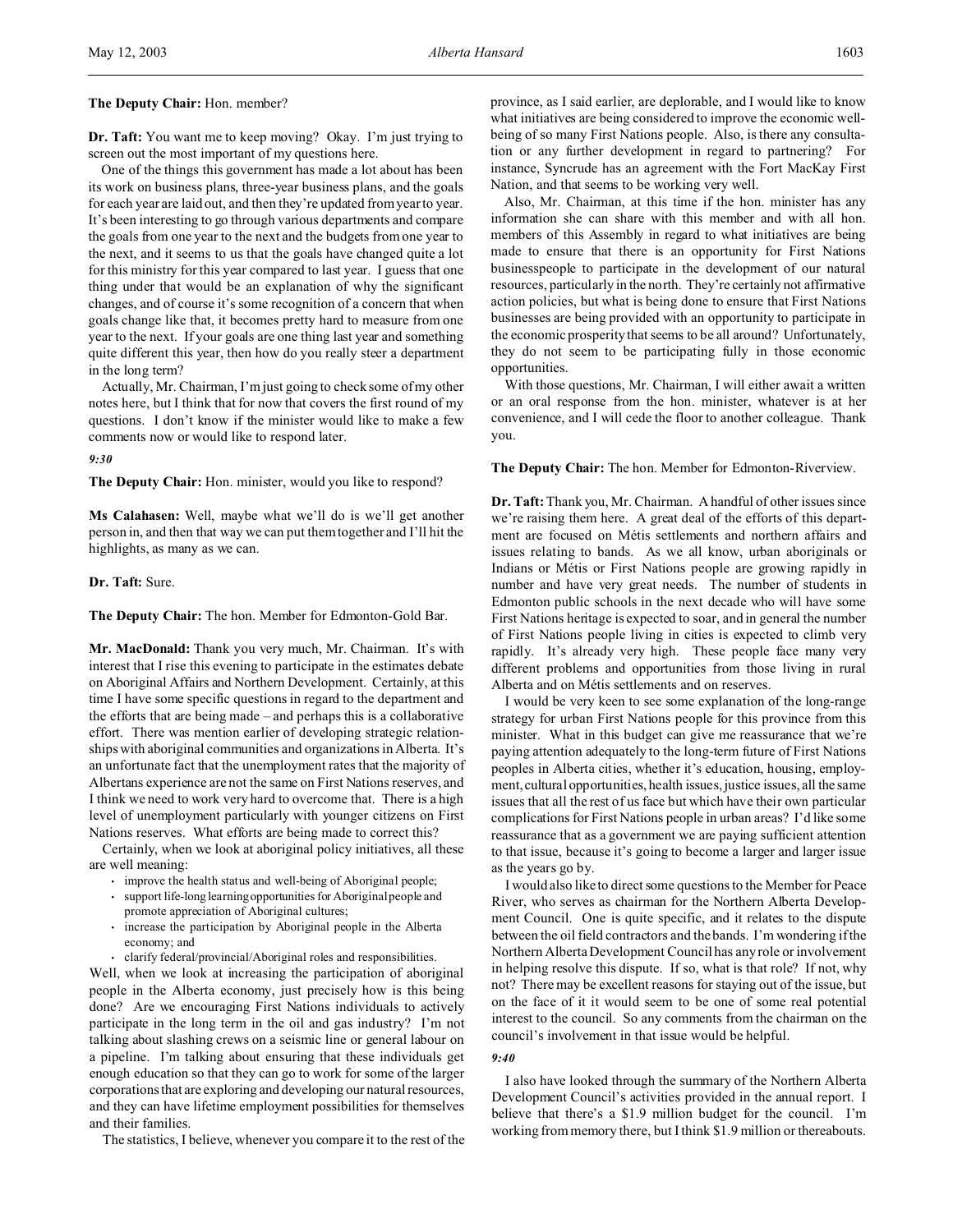**The Deputy Chair:** Hon. member?

**Dr. Taft:** You want me to keep moving? Okay. I'm just trying to screen out the most important of my questions here.

One of the things this government has made a lot about has been its work on business plans, three-year business plans, and the goals for each year are laid out, and then they're updated from year to year. It's been interesting to go through various departments and compare the goals from one year to the next and the budgets from one year to the next, and it seems to us that the goals have changed quite a lot for this ministry for this year compared to last year. I guess that one thing under that would be an explanation of why the significant changes, and of course it's some recognition of a concern that when goals change like that, it becomes pretty hard to measure from one year to the next. If your goals are one thing last year and something quite different this year, then how do you really steer a department in the long term?

Actually, Mr. Chairman, I'm just going to check some of my other notes here, but I think that for now that covers the first round of my questions. I don't know if the minister would like to make a few comments now or would like to respond later.

*9:30*

**The Deputy Chair:** Hon. minister, would you like to respond?

**Ms Calahasen:** Well, maybe what we'll do is we'll get another person in, and then that way we can put them together and I'll hit the highlights, as many as we can.

**Dr. Taft:** Sure.

**The Deputy Chair:** The hon. Member for Edmonton-Gold Bar.

**Mr. MacDonald:** Thank you very much, Mr. Chairman. It's with interest that I rise this evening to participate in the estimates debate on Aboriginal Affairs and Northern Development. Certainly, at this time I have some specific questions in regard to the department and the efforts that are being made – and perhaps this is a collaborative effort. There was mention earlier of developing strategic relationships with aboriginal communities and organizations in Alberta. It's an unfortunate fact that the unemployment rates that the majority of Albertans experience are not the same on First Nations reserves, and I think we need to work very hard to overcome that. There is a high level of unemployment particularly with younger citizens on First Nations reserves. What efforts are being made to correct this?

Certainly, when we look at aboriginal policy initiatives, all these are well meaning:

- improve the health status and well-being of Aboriginal people;
- support life-long learning opportunities for Aboriginal people and promote appreciation of Aboriginal cultures;
- increase the participation by Aboriginal people in the Alberta economy; and
- clarify federal/provincial/Aboriginal roles and responsibilities.

Well, when we look at increasing the participation of aboriginal people in the Alberta economy, just precisely how is this being done? Are we encouraging First Nations individuals to actively participate in the long term in the oil and gas industry? I'm not talking about slashing crews on a seismic line or general labour on a pipeline. I'm talking about ensuring that these individuals get enough education so that they can go to work for some of the larger corporations that are exploring and developing our natural resources, and they can have lifetime employment possibilities for themselves and their families.

The statistics, I believe, whenever you compare it to the rest of the province, as I said earlier, are deplorable, and I would like to know what initiatives are being considered to improve the economic well-being of so many First Nations people. Also, is there any consultation or any further development in regard to partnering? For instance, Syncrude has an agreement with the Fort MacKay First Nation, and that seems to be working very well.

Also, Mr. Chairman, at this time if the hon. minister has any information she can share with this member and with all hon. members of this Assembly in regard to what initiatives are being made to ensure that there is an opportunity for First Nations businesspeople to participate in the development of our natural resources, particularly in the north. They're certainly not affirmative action policies, but what is being done to ensure that First Nations businesses are being provided with an opportunity to participate in the economic prosperity that seems to be all around? Unfortunately, they do not seem to be participating fully in those economic opportunities.

With those questions, Mr. Chairman, I will either await a written or an oral response from the hon. minister, whatever is at her convenience, and I will cede the floor to another colleague. Thank you.

**The Deputy Chair:** The hon. Member for Edmonton-Riverview.

**Dr. Taft:** Thank you, Mr. Chairman. A handful of other issues since we're raising them here. A great deal of the efforts of this department are focused on Métis settlements and northern affairs and issues relating to bands. As we all know, urban aboriginals or Indians or Métis or First Nations people are growing rapidly in number and have very great needs. The number of students in Edmonton public schools in the next decade who will have some First Nations heritage is expected to soar, and in general the number of First Nations people living in cities is expected to climb very rapidly. It's already very high. These people face many very different problems and opportunities from those living in rural Alberta and on Métis settlements and on reserves.

I would be very keen to see some explanation of the long-range strategy for urban First Nations people for this province from this minister. What in this budget can give me reassurance that we're paying attention adequately to the long-term future of First Nations peoples in Alberta cities, whether it's education, housing, employment, cultural opportunities, health issues, justice issues, all the same issues that all the rest of us face but which have their own particular complications for First Nations people in urban areas? I'd like some reassurance that as a government we are paying sufficient attention to that issue, because it's going to become a larger and larger issue as the years go by.

I would also like to direct some questions to the Member for Peace River, who serves as chairman for the Northern Alberta Development Council. One is quite specific, and it relates to the dispute between the oil field contractors and the bands. I'm wondering if the Northern Alberta Development Council has any role or involvement in helping resolve this dispute. If so, what is that role? If not, why not? There may be excellent reasons for staying out of the issue, but on the face of it it would seem to be one of some real potential interest to the council. So any comments from the chairman on the council's involvement in that issue would be helpful.

*9:40*

I also have looked through the summary of the Northern Alberta Development Council's activities provided in the annual report. I believe that there's a $1.9 million budget for the council. I'm working from memory there, but I think $1.9 million or thereabouts.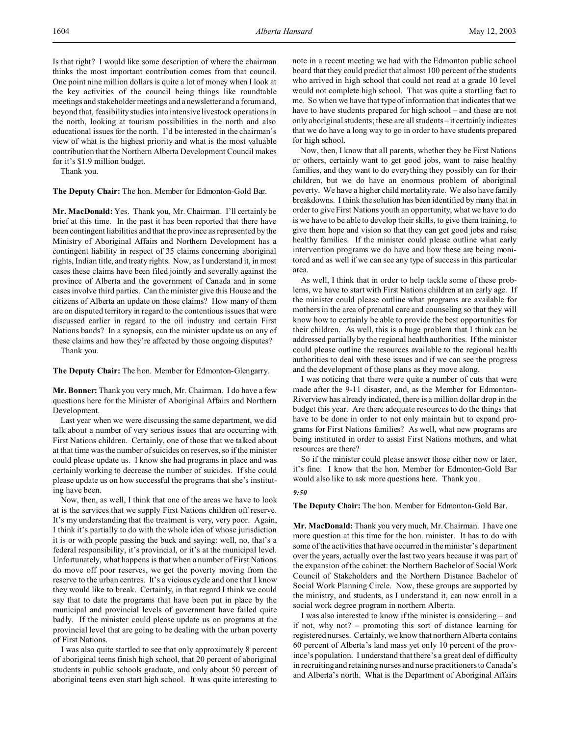Is that right? I would like some description of where the chairman thinks the most important contribution comes from that council. One point nine million dollars is quite a lot of money when I look at the key activities of the council being things like roundtable meetings and stakeholder meetings and a newsletter and a forum and, beyond that, feasibility studies into intensive livestock operations in the north, looking at tourism possibilities in the north and also educational issues for the north. I'd be interested in the chairman's view of what is the highest priority and what is the most valuable contribution that the Northern Alberta Development Council makes for it's $1.9 million budget.

Thank you.

**The Deputy Chair:** The hon. Member for Edmonton-Gold Bar.

**Mr. MacDonald:** Yes. Thank you, Mr. Chairman. I'll certainly be brief at this time. In the past it has been reported that there have been contingent liabilities and that the province as represented by the Ministry of Aboriginal Affairs and Northern Development has a contingent liability in respect of 35 claims concerning aboriginal rights, Indian title, and treaty rights. Now, as I understand it, in most cases these claims have been filed jointly and severally against the province of Alberta and the government of Canada and in some cases involve third parties. Can the minister give this House and the citizens of Alberta an update on those claims? How many of them are on disputed territory in regard to the contentious issues that were discussed earlier in regard to the oil industry and certain First Nations bands? In a synopsis, can the minister update us on any of these claims and how they're affected by those ongoing disputes?

Thank you.

**The Deputy Chair:** The hon. Member for Edmonton-Glengarry.

**Mr. Bonner:** Thank you very much, Mr. Chairman. I do have a few questions here for the Minister of Aboriginal Affairs and Northern Development.

Last year when we were discussing the same department, we did talk about a number of very serious issues that are occurring with First Nations children. Certainly, one of those that we talked about at that time was the number of suicides on reserves, so if the minister could please update us. I know she had programs in place and was certainly working to decrease the number of suicides. If she could please update us on how successful the programs that she's instituting have been.

Now, then, as well, I think that one of the areas we have to look at is the services that we supply First Nations children off reserve. It's my understanding that the treatment is very, very poor. Again, I think it's partially to do with the whole idea of whose jurisdiction it is or with people passing the buck and saying: well, no, that's a federal responsibility, it's provincial, or it's at the municipal level. Unfortunately, what happens is that when a number of First Nations do move off poor reserves, we get the poverty moving from the reserve to the urban centres. It's a vicious cycle and one that I know they would like to break. Certainly, in that regard I think we could say that to date the programs that have been put in place by the municipal and provincial levels of government have failed quite badly. If the minister could please update us on programs at the provincial level that are going to be dealing with the urban poverty of First Nations.

I was also quite startled to see that only approximately 8 percent of aboriginal teens finish high school, that 20 percent of aboriginal students in public schools graduate, and only about 50 percent of aboriginal teens even start high school. It was quite interesting to note in a recent meeting we had with the Edmonton public school board that they could predict that almost 100 percent of the students who arrived in high school that could not read at a grade 10 level would not complete high school. That was quite a startling fact to me. So when we have that type of information that indicates that we have to have students prepared for high school – and these are not only aboriginal students; these are all students – it certainly indicates that we do have a long way to go in order to have students prepared for high school.

Now, then, I know that all parents, whether they be First Nations or others, certainly want to get good jobs, want to raise healthy families, and they want to do everything they possibly can for their children, but we do have an enormous problem of aboriginal poverty. We have a higher child mortality rate. We also have family breakdowns. I think the solution has been identified by many that in order to give First Nations youth an opportunity, what we have to do is we have to be able to develop their skills, to give them training, to give them hope and vision so that they can get good jobs and raise healthy families. If the minister could please outline what early intervention programs we do have and how these are being monitored and as well if we can see any type of success in this particular area.

As well, I think that in order to help tackle some of these problems, we have to start with First Nations children at an early age. If the minister could please outline what programs are available for mothers in the area of prenatal care and counseling so that they will know how to certainly be able to provide the best opportunities for their children. As well, this is a huge problem that I think can be addressed partially by the regional health authorities. If the minister could please outline the resources available to the regional health authorities to deal with these issues and if we can see the progress and the development of those plans as they move along.

I was noticing that there were quite a number of cuts that were made after the 9-11 disaster, and, as the Member for Edmonton-Riverview has already indicated, there is a million dollar drop in the budget this year. Are there adequate resources to do the things that have to be done in order to not only maintain but to expand programs for First Nations families? As well, what new programs are being instituted in order to assist First Nations mothers, and what resources are there?

So if the minister could please answer those either now or later, it's fine. I know that the hon. Member for Edmonton-Gold Bar would also like to ask more questions here. Thank you.

*9:50*

**The Deputy Chair:** The hon. Member for Edmonton-Gold Bar.

**Mr. MacDonald:** Thank you very much, Mr. Chairman. I have one more question at this time for the hon. minister. It has to do with some of the activities that have occurred in the minister's department over the years, actually over the last two years because it was part of the expansion of the cabinet: the Northern Bachelor of Social Work Council of Stakeholders and the Northern Distance Bachelor of Social Work Planning Circle. Now, these groups are supported by the ministry, and students, as I understand it, can now enroll in a social work degree program in northern Alberta.

I was also interested to know if the minister is considering – and if not, why not? – promoting this sort of distance learning for registered nurses. Certainly, we know that northern Alberta contains 60 percent of Alberta's land mass yet only 10 percent of the province's population. I understand that there's a great deal of difficulty in recruiting and retaining nurses and nurse practitioners to Canada's and Alberta's north. What is the Department of Aboriginal Affairs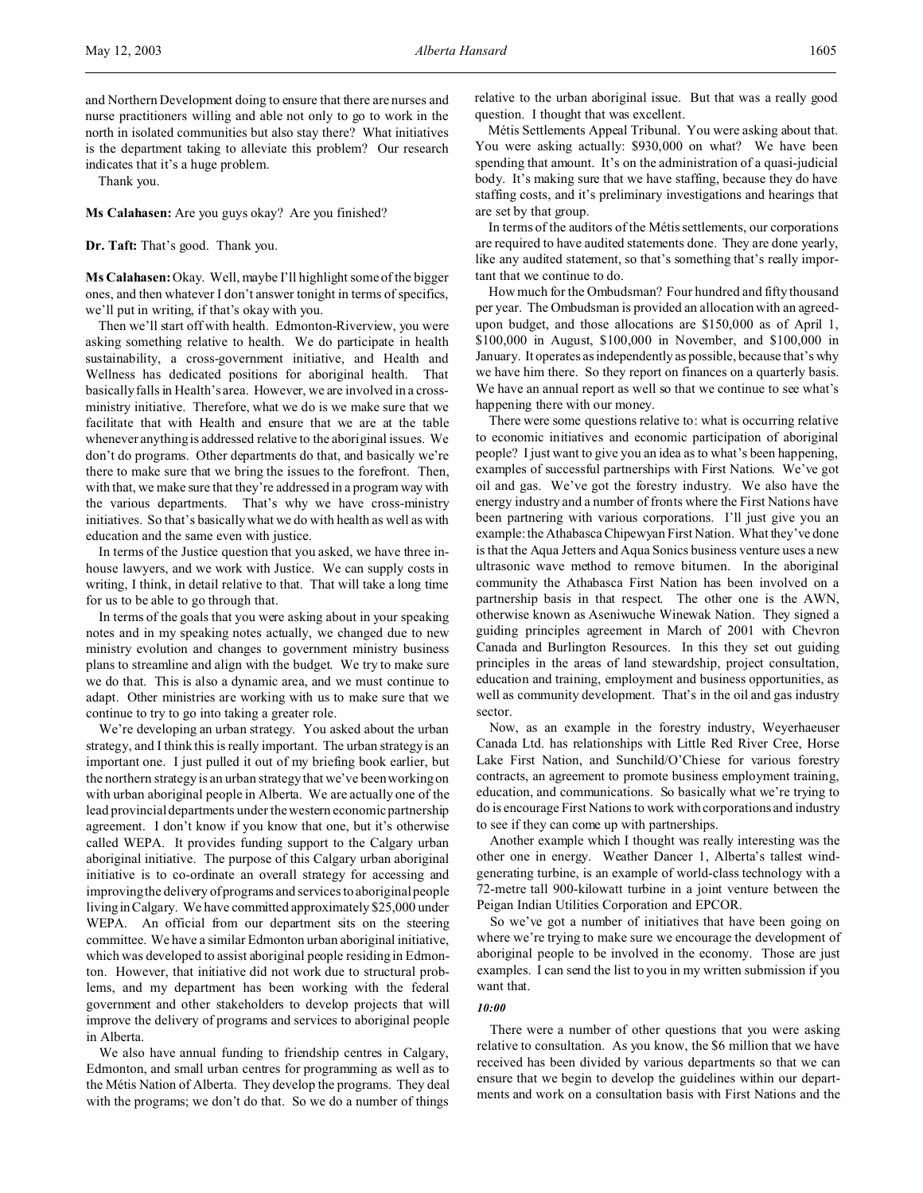and Northern Development doing to ensure that there are nurses and nurse practitioners willing and able not only to go to work in the north in isolated communities but also stay there? What initiatives is the department taking to alleviate this problem? Our research indicates that it's a huge problem.

Thank you.

**Ms Calahasen:** Are you guys okay? Are you finished?

**Dr. Taft:** That's good. Thank you.

**Ms Calahasen:** Okay. Well, maybe I'll highlight some of the bigger ones, and then whatever I don't answer tonight in terms of specifics, we'll put in writing, if that's okay with you.

Then we'll start off with health. Edmonton-Riverview, you were asking something relative to health. We do participate in health sustainability, a cross-government initiative, and Health and Wellness has dedicated positions for aboriginal health. That basically falls in Health's area. However, we are involved in a cross-ministry initiative. Therefore, what we do is we make sure that we facilitate that with Health and ensure that we are at the table whenever anything is addressed relative to the aboriginal issues. We don't do programs. Other departments do that, and basically we're there to make sure that we bring the issues to the forefront. Then, with that, we make sure that they're addressed in a program way with the various departments. That's why we have cross-ministry initiatives. So that's basically what we do with health as well as with education and the same even with justice.

In terms of the Justice question that you asked, we have three in-house lawyers, and we work with Justice. We can supply costs in writing, I think, in detail relative to that. That will take a long time for us to be able to go through that.

In terms of the goals that you were asking about in your speaking notes and in my speaking notes actually, we changed due to new ministry evolution and changes to government ministry business plans to streamline and align with the budget. We try to make sure we do that. This is also a dynamic area, and we must continue to adapt. Other ministries are working with us to make sure that we continue to try to go into taking a greater role.

We're developing an urban strategy. You asked about the urban strategy, and I think this is really important. The urban strategy is an important one. I just pulled it out of my briefing book earlier, but the northern strategy is an urban strategy that we've been working on with urban aboriginal people in Alberta. We are actually one of the lead provincial departments under the western economic partnership agreement. I don't know if you know that one, but it's otherwise called WEPA. It provides funding support to the Calgary urban aboriginal initiative. The purpose of this Calgary urban aboriginal initiative is to co-ordinate an overall strategy for accessing and improving the delivery of programs and services to aboriginal people living in Calgary. We have committed approximately $25,000 under WEPA. An official from our department sits on the steering committee. We have a similar Edmonton urban aboriginal initiative, which was developed to assist aboriginal people residing in Edmonton. However, that initiative did not work due to structural problems, and my department has been working with the federal government and other stakeholders to develop projects that will improve the delivery of programs and services to aboriginal people in Alberta.

We also have annual funding to friendship centres in Calgary, Edmonton, and small urban centres for programming as well as to the Métis Nation of Alberta. They develop the programs. They deal with the programs; we don't do that. So we do a number of things relative to the urban aboriginal issue. But that was a really good question. I thought that was excellent.

Métis Settlements Appeal Tribunal. You were asking about that. You were asking actually: $930,000 on what? We have been spending that amount. It's on the administration of a quasi-judicial body. It's making sure that we have staffing, because they do have staffing costs, and it's preliminary investigations and hearings that are set by that group.

In terms of the auditors of the Métis settlements, our corporations are required to have audited statements done. They are done yearly, like any audited statement, so that's something that's really important that we continue to do.

How much for the Ombudsman? Four hundred and fifty thousand per year. The Ombudsman is provided an allocation with an agreed-upon budget, and those allocations are $150,000 as of April 1, $100,000 in August, $100,000 in November, and $100,000 in January. It operates as independently as possible, because that's why we have him there. So they report on finances on a quarterly basis. We have an annual report as well so that we continue to see what's happening there with our money.

There were some questions relative to: what is occurring relative to economic initiatives and economic participation of aboriginal people? I just want to give you an idea as to what's been happening, examples of successful partnerships with First Nations. We've got oil and gas. We've got the forestry industry. We also have the energy industry and a number of fronts where the First Nations have been partnering with various corporations. I'll just give you an example: the Athabasca Chipewyan First Nation. What they've done is that the Aqua Jetters and Aqua Sonics business venture uses a new ultrasonic wave method to remove bitumen. In the aboriginal community the Athabasca First Nation has been involved on a partnership basis in that respect. The other one is the AWN, otherwise known as Aseniwuche Winewak Nation. They signed a guiding principles agreement in March of 2001 with Chevron Canada and Burlington Resources. In this they set out guiding principles in the areas of land stewardship, project consultation, education and training, employment and business opportunities, as well as community development. That's in the oil and gas industry sector.

Now, as an example in the forestry industry, Weyerhaeuser Canada Ltd. has relationships with Little Red River Cree, Horse Lake First Nation, and Sunchild/O'Chiese for various forestry contracts, an agreement to promote business employment training, education, and communications. So basically what we're trying to do is encourage First Nations to work with corporations and industry to see if they can come up with partnerships.

Another example which I thought was really interesting was the other one in energy. Weather Dancer 1, Alberta's tallest wind-generating turbine, is an example of world-class technology with a 72-metre tall 900-kilowatt turbine in a joint venture between the Peigan Indian Utilities Corporation and EPCOR.

So we've got a number of initiatives that have been going on where we're trying to make sure we encourage the development of aboriginal people to be involved in the economy. Those are just examples. I can send the list to you in my written submission if you want that.

*10:00*

There were a number of other questions that you were asking relative to consultation. As you know, the $6 million that we have received has been divided by various departments so that we can ensure that we begin to develop the guidelines within our departments and work on a consultation basis with First Nations and the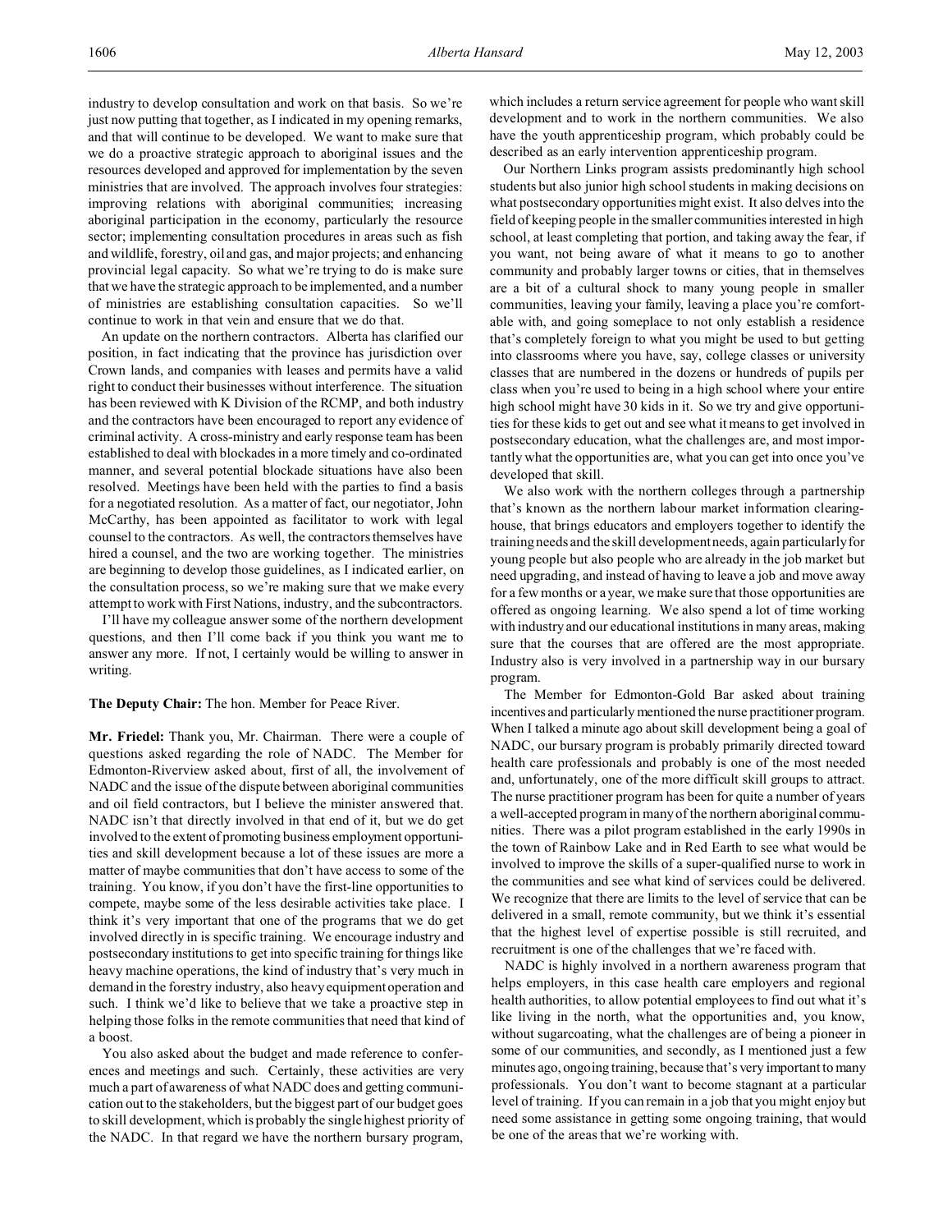industry to develop consultation and work on that basis. So we're just now putting that together, as I indicated in my opening remarks, and that will continue to be developed. We want to make sure that we do a proactive strategic approach to aboriginal issues and the resources developed and approved for implementation by the seven ministries that are involved. The approach involves four strategies: improving relations with aboriginal communities; increasing aboriginal participation in the economy, particularly the resource sector; implementing consultation procedures in areas such as fish and wildlife, forestry, oil and gas, and major projects; and enhancing provincial legal capacity. So what we're trying to do is make sure that we have the strategic approach to be implemented, and a number of ministries are establishing consultation capacities. So we'll continue to work in that vein and ensure that we do that.

An update on the northern contractors. Alberta has clarified our position, in fact indicating that the province has jurisdiction over Crown lands, and companies with leases and permits have a valid right to conduct their businesses without interference. The situation has been reviewed with K Division of the RCMP, and both industry and the contractors have been encouraged to report any evidence of criminal activity. A cross-ministry and early response team has been established to deal with blockades in a more timely and co-ordinated manner, and several potential blockade situations have also been resolved. Meetings have been held with the parties to find a basis for a negotiated resolution. As a matter of fact, our negotiator, John McCarthy, has been appointed as facilitator to work with legal counsel to the contractors. As well, the contractors themselves have hired a counsel, and the two are working together. The ministries are beginning to develop those guidelines, as I indicated earlier, on the consultation process, so we're making sure that we make every attempt to work with First Nations, industry, and the subcontractors.

I'll have my colleague answer some of the northern development questions, and then I'll come back if you think you want me to answer any more. If not, I certainly would be willing to answer in writing.

**The Deputy Chair:** The hon. Member for Peace River.

**Mr. Friedel:** Thank you, Mr. Chairman. There were a couple of questions asked regarding the role of NADC. The Member for Edmonton-Riverview asked about, first of all, the involvement of NADC and the issue of the dispute between aboriginal communities and oil field contractors, but I believe the minister answered that. NADC isn't that directly involved in that end of it, but we do get involved to the extent of promoting business employment opportunities and skill development because a lot of these issues are more a matter of maybe communities that don't have access to some of the training. You know, if you don't have the first-line opportunities to compete, maybe some of the less desirable activities take place. I think it's very important that one of the programs that we do get involved directly in is specific training. We encourage industry and postsecondary institutions to get into specific training for things like heavy machine operations, the kind of industry that's very much in demand in the forestry industry, also heavy equipment operation and such. I think we'd like to believe that we take a proactive step in helping those folks in the remote communities that need that kind of a boost.

You also asked about the budget and made reference to conferences and meetings and such. Certainly, these activities are very much a part of awareness of what NADC does and getting communication out to the stakeholders, but the biggest part of our budget goes to skill development, which is probably the single highest priority of the NADC. In that regard we have the northern bursary program, which includes a return service agreement for people who want skill development and to work in the northern communities. We also have the youth apprenticeship program, which probably could be described as an early intervention apprenticeship program.

Our Northern Links program assists predominantly high school students but also junior high school students in making decisions on what postsecondary opportunities might exist. It also delves into the field of keeping people in the smaller communities interested in high school, at least completing that portion, and taking away the fear, if you want, not being aware of what it means to go to another community and probably larger towns or cities, that in themselves are a bit of a cultural shock to many young people in smaller communities, leaving your family, leaving a place you're comfortable with, and going someplace to not only establish a residence that's completely foreign to what you might be used to but getting into classrooms where you have, say, college classes or university classes that are numbered in the dozens or hundreds of pupils per class when you're used to being in a high school where your entire high school might have 30 kids in it. So we try and give opportunities for these kids to get out and see what it means to get involved in postsecondary education, what the challenges are, and most importantly what the opportunities are, what you can get into once you've developed that skill.

We also work with the northern colleges through a partnership that's known as the northern labour market information clearinghouse, that brings educators and employers together to identify the training needs and the skill development needs, again particularly for young people but also people who are already in the job market but need upgrading, and instead of having to leave a job and move away for a few months or a year, we make sure that those opportunities are offered as ongoing learning. We also spend a lot of time working with industry and our educational institutions in many areas, making sure that the courses that are offered are the most appropriate. Industry also is very involved in a partnership way in our bursary program.

The Member for Edmonton-Gold Bar asked about training incentives and particularly mentioned the nurse practitioner program. When I talked a minute ago about skill development being a goal of NADC, our bursary program is probably primarily directed toward health care professionals and probably is one of the most needed and, unfortunately, one of the more difficult skill groups to attract. The nurse practitioner program has been for quite a number of years a well-accepted program in many of the northern aboriginal communities. There was a pilot program established in the early 1990s in the town of Rainbow Lake and in Red Earth to see what would be involved to improve the skills of a super-qualified nurse to work in the communities and see what kind of services could be delivered. We recognize that there are limits to the level of service that can be delivered in a small, remote community, but we think it's essential that the highest level of expertise possible is still recruited, and recruitment is one of the challenges that we're faced with.

NADC is highly involved in a northern awareness program that helps employers, in this case health care employers and regional health authorities, to allow potential employees to find out what it's like living in the north, what the opportunities and, you know, without sugarcoating, what the challenges are of being a pioneer in some of our communities, and secondly, as I mentioned just a few minutes ago, ongoing training, because that's very important to many professionals. You don't want to become stagnant at a particular level of training. If you can remain in a job that you might enjoy but need some assistance in getting some ongoing training, that would be one of the areas that we're working with.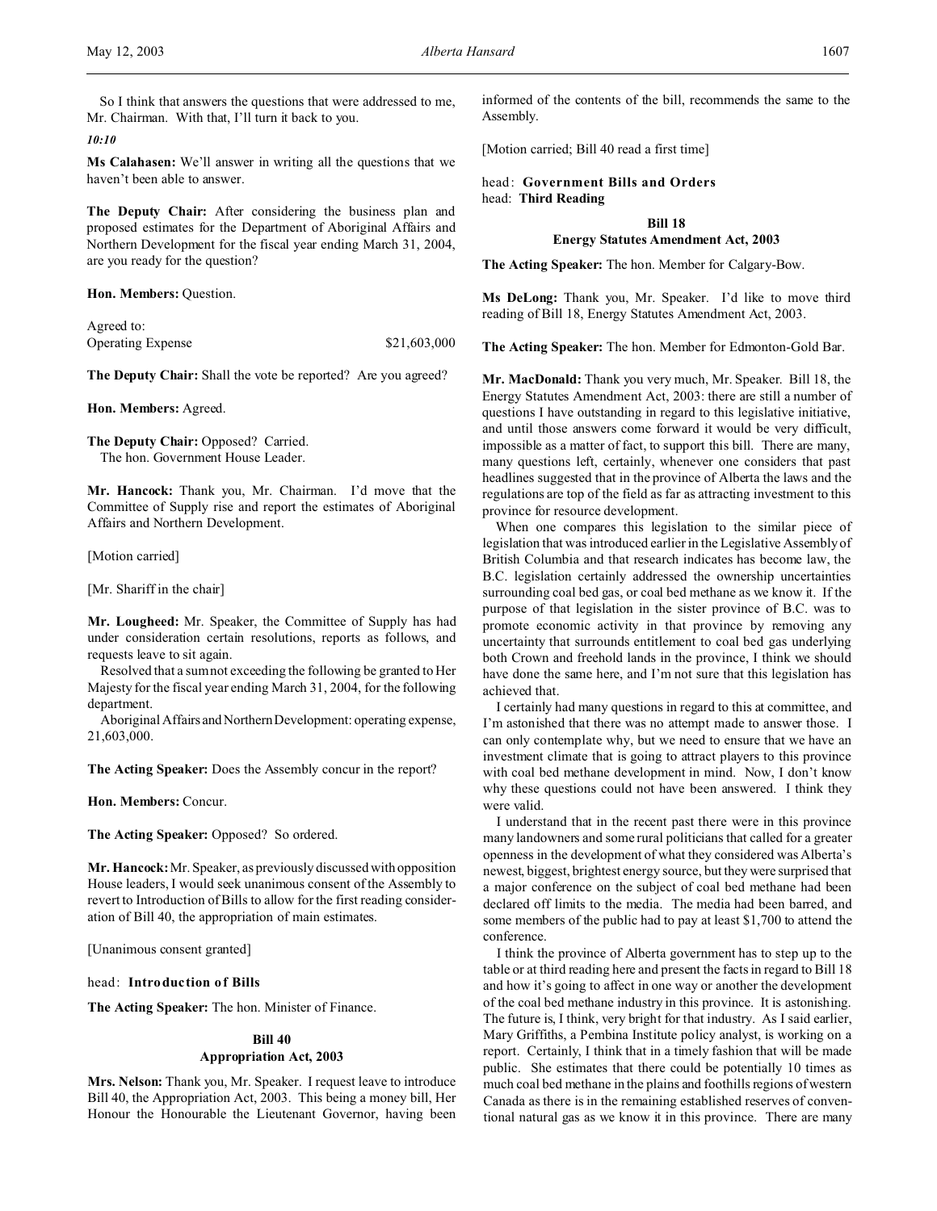So I think that answers the questions that were addressed to me, Mr. Chairman. With that, I'll turn it back to you.

*10:10*

**Ms Calahasen:** We'll answer in writing all the questions that we haven't been able to answer.

**The Deputy Chair:** After considering the business plan and proposed estimates for the Department of Aboriginal Affairs and Northern Development for the fiscal year ending March 31, 2004, are you ready for the question?

**Hon. Members:** Question.

Agreed to:
Operating Expense $21,603,000

**The Deputy Chair:** Shall the vote be reported? Are you agreed?

**Hon. Members:** Agreed.

**The Deputy Chair:** Opposed? Carried.
The hon. Government House Leader.

**Mr. Hancock:** Thank you, Mr. Chairman. I'd move that the Committee of Supply rise and report the estimates of Aboriginal Affairs and Northern Development.

[Motion carried]

[Mr. Shariff in the chair]

**Mr. Lougheed:** Mr. Speaker, the Committee of Supply has had under consideration certain resolutions, reports as follows, and requests leave to sit again.

Resolved that a sum not exceeding the following be granted to Her Majesty for the fiscal year ending March 31, 2004, for the following department.

Aboriginal Affairs and Northern Development: operating expense, 21,603,000.

**The Acting Speaker:** Does the Assembly concur in the report?

**Hon. Members:** Concur.

**The Acting Speaker:** Opposed? So ordered.

**Mr. Hancock:** Mr. Speaker, as previously discussed with opposition House leaders, I would seek unanimous consent of the Assembly to revert to Introduction of Bills to allow for the first reading consideration of Bill 40, the appropriation of main estimates.

[Unanimous consent granted]

head: **Introduction of Bills**

**The Acting Speaker:** The hon. Minister of Finance.

### Bill 40
### Appropriation Act, 2003

**Mrs. Nelson:** Thank you, Mr. Speaker. I request leave to introduce Bill 40, the Appropriation Act, 2003. This being a money bill, Her Honour the Honourable the Lieutenant Governor, having been informed of the contents of the bill, recommends the same to the Assembly.

[Motion carried; Bill 40 read a first time]

head: **Government Bills and Orders**
head: **Third Reading**

### Bill 18
### Energy Statutes Amendment Act, 2003

**The Acting Speaker:** The hon. Member for Calgary-Bow.

**Ms DeLong:** Thank you, Mr. Speaker. I'd like to move third reading of Bill 18, Energy Statutes Amendment Act, 2003.

**The Acting Speaker:** The hon. Member for Edmonton-Gold Bar.

**Mr. MacDonald:** Thank you very much, Mr. Speaker. Bill 18, the Energy Statutes Amendment Act, 2003: there are still a number of questions I have outstanding in regard to this legislative initiative, and until those answers come forward it would be very difficult, impossible as a matter of fact, to support this bill. There are many, many questions left, certainly, whenever one considers that past headlines suggested that in the province of Alberta the laws and the regulations are top of the field as far as attracting investment to this province for resource development.

When one compares this legislation to the similar piece of legislation that was introduced earlier in the Legislative Assembly of British Columbia and that research indicates has become law, the B.C. legislation certainly addressed the ownership uncertainties surrounding coal bed gas, or coal bed methane as we know it. If the purpose of that legislation in the sister province of B.C. was to promote economic activity in that province by removing any uncertainty that surrounds entitlement to coal bed gas underlying both Crown and freehold lands in the province, I think we should have done the same here, and I'm not sure that this legislation has achieved that.

I certainly had many questions in regard to this at committee, and I'm astonished that there was no attempt made to answer those. I can only contemplate why, but we need to ensure that we have an investment climate that is going to attract players to this province with coal bed methane development in mind. Now, I don't know why these questions could not have been answered. I think they were valid.

I understand that in the recent past there were in this province many landowners and some rural politicians that called for a greater openness in the development of what they considered was Alberta's newest, biggest, brightest energy source, but they were surprised that a major conference on the subject of coal bed methane had been declared off limits to the media. The media had been barred, and some members of the public had to pay at least $1,700 to attend the conference.

I think the province of Alberta government has to step up to the table or at third reading here and present the facts in regard to Bill 18 and how it's going to affect in one way or another the development of the coal bed methane industry in this province. It is astonishing. The future is, I think, very bright for that industry. As I said earlier, Mary Griffiths, a Pembina Institute policy analyst, is working on a report. Certainly, I think that in a timely fashion that will be made public. She estimates that there could be potentially 10 times as much coal bed methane in the plains and foothills regions of western Canada as there is in the remaining established reserves of conventional natural gas as we know it in this province. There are many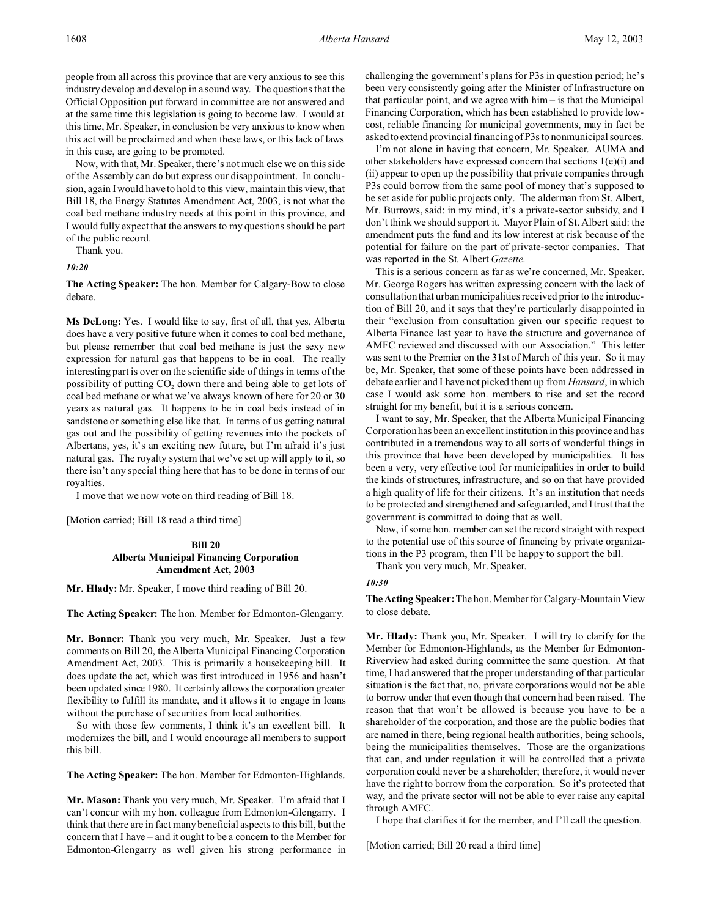people from all across this province that are very anxious to see this industry develop and develop in a sound way. The questions that the Official Opposition put forward in committee are not answered and at the same time this legislation is going to become law. I would at this time, Mr. Speaker, in conclusion be very anxious to know when this act will be proclaimed and when these laws, or this lack of laws in this case, are going to be promoted.

Now, with that, Mr. Speaker, there's not much else we on this side of the Assembly can do but express our disappointment. In conclusion, again I would have to hold to this view, maintain this view, that Bill 18, the Energy Statutes Amendment Act, 2003, is not what the coal bed methane industry needs at this point in this province, and I would fully expect that the answers to my questions should be part of the public record.

Thank you.

*10:20*

**The Acting Speaker:** The hon. Member for Calgary-Bow to close debate.

**Ms DeLong:** Yes. I would like to say, first of all, that yes, Alberta does have a very positive future when it comes to coal bed methane, but please remember that coal bed methane is just the sexy new expression for natural gas that happens to be in coal. The really interesting part is over on the scientific side of things in terms of the possibility of putting $CO_2$ down there and being able to get lots of coal bed methane or what we've always known of here for 20 or 30 years as natural gas. It happens to be in coal beds instead of in sandstone or something else like that. In terms of us getting natural gas out and the possibility of getting revenues into the pockets of Albertans, yes, it's an exciting new future, but I'm afraid it's just natural gas. The royalty system that we've set up will apply to it, so there isn't any special thing here that has to be done in terms of our royalties.

I move that we now vote on third reading of Bill 18.

[Motion carried; Bill 18 read a third time]

**Bill 20**
**Alberta Municipal Financing Corporation Amendment Act, 2003**

**Mr. Hlady:** Mr. Speaker, I move third reading of Bill 20.

**The Acting Speaker:** The hon. Member for Edmonton-Glengarry.

**Mr. Bonner:** Thank you very much, Mr. Speaker. Just a few comments on Bill 20, the Alberta Municipal Financing Corporation Amendment Act, 2003. This is primarily a housekeeping bill. It does update the act, which was first introduced in 1956 and hasn't been updated since 1980. It certainly allows the corporation greater flexibility to fulfill its mandate, and it allows it to engage in loans without the purchase of securities from local authorities.

So with those few comments, I think it's an excellent bill. It modernizes the bill, and I would encourage all members to support this bill.

**The Acting Speaker:** The hon. Member for Edmonton-Highlands.

**Mr. Mason:** Thank you very much, Mr. Speaker. I'm afraid that I can't concur with my hon. colleague from Edmonton-Glengarry. I think that there are in fact many beneficial aspects to this bill, but the concern that I have – and it ought to be a concern to the Member for Edmonton-Glengarry as well given his strong performance in challenging the government's plans for P3s in question period; he's been very consistently going after the Minister of Infrastructure on that particular point, and we agree with him – is that the Municipal Financing Corporation, which has been established to provide low-cost, reliable financing for municipal governments, may in fact be asked to extend provincial financing of P3s to nonmunicipal sources.

I'm not alone in having that concern, Mr. Speaker. AUMA and other stakeholders have expressed concern that sections 1(e)(i) and (ii) appear to open up the possibility that private companies through P3s could borrow from the same pool of money that's supposed to be set aside for public projects only. The alderman from St. Albert, Mr. Burrows, said: in my mind, it's a private-sector subsidy, and I don't think we should support it. Mayor Plain of St. Albert said: the amendment puts the fund and its low interest at risk because of the potential for failure on the part of private-sector companies. That was reported in the St. Albert *Gazette*.

This is a serious concern as far as we're concerned, Mr. Speaker. Mr. George Rogers has written expressing concern with the lack of consultation that urban municipalities received prior to the introduction of Bill 20, and it says that they're particularly disappointed in their "exclusion from consultation given our specific request to Alberta Finance last year to have the structure and governance of AMFC reviewed and discussed with our Association." This letter was sent to the Premier on the 31st of March of this year. So it may be, Mr. Speaker, that some of these points have been addressed in debate earlier and I have not picked them up from *Hansard*, in which case I would ask some hon. members to rise and set the record straight for my benefit, but it is a serious concern.

I want to say, Mr. Speaker, that the Alberta Municipal Financing Corporation has been an excellent institution in this province and has contributed in a tremendous way to all sorts of wonderful things in this province that have been developed by municipalities. It has been a very, very effective tool for municipalities in order to build the kinds of structures, infrastructure, and so on that have provided a high quality of life for their citizens. It's an institution that needs to be protected and strengthened and safeguarded, and I trust that the government is committed to doing that as well.

Now, if some hon. member can set the record straight with respect to the potential use of this source of financing by private organizations in the P3 program, then I'll be happy to support the bill.

Thank you very much, Mr. Speaker.

*10:30*

**The Acting Speaker:** The hon. Member for Calgary-Mountain View to close debate.

**Mr. Hlady:** Thank you, Mr. Speaker. I will try to clarify for the Member for Edmonton-Highlands, as the Member for Edmonton-Riverview had asked during committee the same question. At that time, I had answered that the proper understanding of that particular situation is the fact that, no, private corporations would not be able to borrow under that even though that concern had been raised. The reason that that won't be allowed is because you have to be a shareholder of the corporation, and those are the public bodies that are named in there, being regional health authorities, being schools, being the municipalities themselves. Those are the organizations that can, and under regulation it will be controlled that a private corporation could never be a shareholder; therefore, it would never have the right to borrow from the corporation. So it's protected that way, and the private sector will not be able to ever raise any capital through AMFC.

I hope that clarifies it for the member, and I'll call the question.

[Motion carried; Bill 20 read a third time]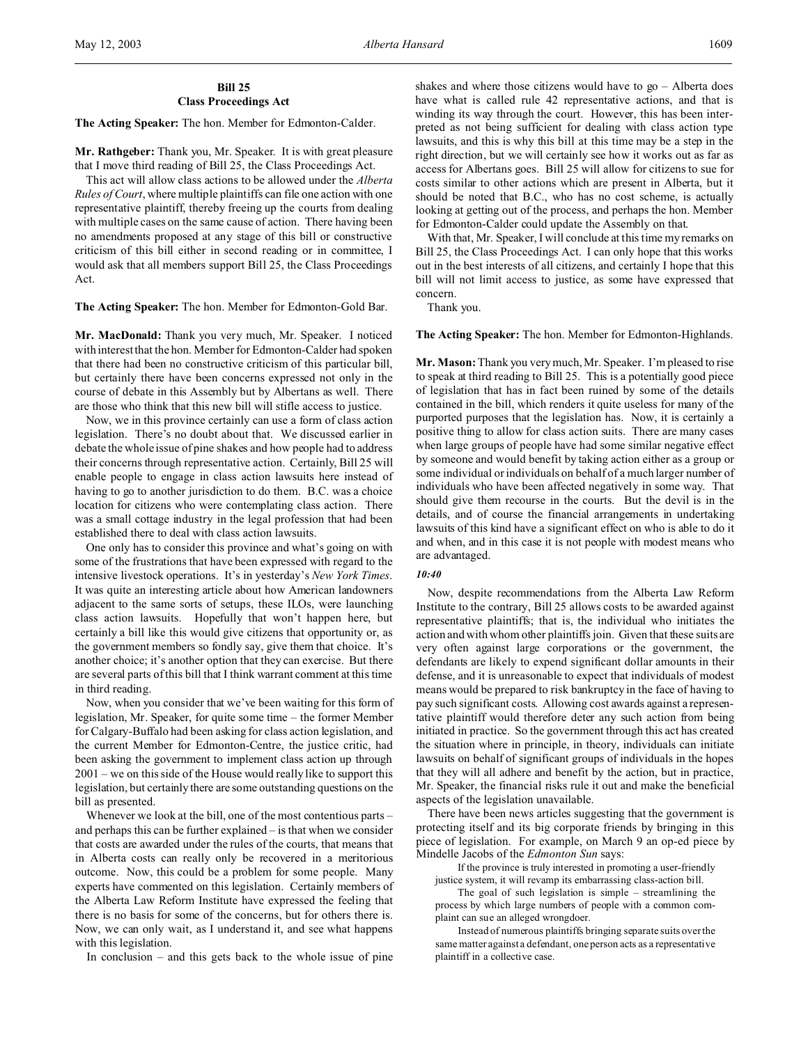## Bill 25
## Class Proceedings Act

**The Acting Speaker:** The hon. Member for Edmonton-Calder.

**Mr. Rathgeber:** Thank you, Mr. Speaker. It is with great pleasure that I move third reading of Bill 25, the Class Proceedings Act.

This act will allow class actions to be allowed under the *Alberta Rules of Court*, where multiple plaintiffs can file one action with one representative plaintiff, thereby freeing up the courts from dealing with multiple cases on the same cause of action. There having been no amendments proposed at any stage of this bill or constructive criticism of this bill either in second reading or in committee, I would ask that all members support Bill 25, the Class Proceedings Act.

**The Acting Speaker:** The hon. Member for Edmonton-Gold Bar.

**Mr. MacDonald:** Thank you very much, Mr. Speaker. I noticed with interest that the hon. Member for Edmonton-Calder had spoken that there had been no constructive criticism of this particular bill, but certainly there have been concerns expressed not only in the course of debate in this Assembly but by Albertans as well. There are those who think that this new bill will stifle access to justice.

Now, we in this province certainly can use a form of class action legislation. There's no doubt about that. We discussed earlier in debate the whole issue of pine shakes and how people had to address their concerns through representative action. Certainly, Bill 25 will enable people to engage in class action lawsuits here instead of having to go to another jurisdiction to do them. B.C. was a choice location for citizens who were contemplating class action. There was a small cottage industry in the legal profession that had been established there to deal with class action lawsuits.

One only has to consider this province and what's going on with some of the frustrations that have been expressed with regard to the intensive livestock operations. It's in yesterday's *New York Times*. It was quite an interesting article about how American landowners adjacent to the same sorts of setups, these ILOs, were launching class action lawsuits. Hopefully that won't happen here, but certainly a bill like this would give citizens that opportunity or, as the government members so fondly say, give them that choice. It's another choice; it's another option that they can exercise. But there are several parts of this bill that I think warrant comment at this time in third reading.

Now, when you consider that we've been waiting for this form of legislation, Mr. Speaker, for quite some time – the former Member for Calgary-Buffalo had been asking for class action legislation, and the current Member for Edmonton-Centre, the justice critic, had been asking the government to implement class action up through 2001 – we on this side of the House would really like to support this legislation, but certainly there are some outstanding questions on the bill as presented.

Whenever we look at the bill, one of the most contentious parts – and perhaps this can be further explained – is that when we consider that costs are awarded under the rules of the courts, that means that in Alberta costs can really only be recovered in a meritorious outcome. Now, this could be a problem for some people. Many experts have commented on this legislation. Certainly members of the Alberta Law Reform Institute have expressed the feeling that there is no basis for some of the concerns, but for others there is. Now, we can only wait, as I understand it, and see what happens with this legislation.

In conclusion – and this gets back to the whole issue of pine shakes and where those citizens would have to go – Alberta does have what is called rule 42 representative actions, and that is winding its way through the court. However, this has been interpreted as not being sufficient for dealing with class action type lawsuits, and this is why this bill at this time may be a step in the right direction, but we will certainly see how it works out as far as access for Albertans goes. Bill 25 will allow for citizens to sue for costs similar to other actions which are present in Alberta, but it should be noted that B.C., who has no cost scheme, is actually looking at getting out of the process, and perhaps the hon. Member for Edmonton-Calder could update the Assembly on that.

With that, Mr. Speaker, I will conclude at this time my remarks on Bill 25, the Class Proceedings Act. I can only hope that this works out in the best interests of all citizens, and certainly I hope that this bill will not limit access to justice, as some have expressed that concern.

Thank you.

**The Acting Speaker:** The hon. Member for Edmonton-Highlands.

**Mr. Mason:** Thank you very much, Mr. Speaker. I'm pleased to rise to speak at third reading to Bill 25. This is a potentially good piece of legislation that has in fact been ruined by some of the details contained in the bill, which renders it quite useless for many of the purported purposes that the legislation has. Now, it is certainly a positive thing to allow for class action suits. There are many cases when large groups of people have had some similar negative effect by someone and would benefit by taking action either as a group or some individual or individuals on behalf of a much larger number of individuals who have been affected negatively in some way. That should give them recourse in the courts. But the devil is in the details, and of course the financial arrangements in undertaking lawsuits of this kind have a significant effect on who is able to do it and when, and in this case it is not people with modest means who are advantaged.

*10:40*

Now, despite recommendations from the Alberta Law Reform Institute to the contrary, Bill 25 allows costs to be awarded against representative plaintiffs; that is, the individual who initiates the action and with whom other plaintiffs join. Given that these suits are very often against large corporations or the government, the defendants are likely to expend significant dollar amounts in their defense, and it is unreasonable to expect that individuals of modest means would be prepared to risk bankruptcy in the face of having to pay such significant costs. Allowing cost awards against a representative plaintiff would therefore deter any such action from being initiated in practice. So the government through this act has created the situation where in principle, in theory, individuals can initiate lawsuits on behalf of significant groups of individuals in the hopes that they will all adhere and benefit by the action, but in practice, Mr. Speaker, the financial risks rule it out and make the beneficial aspects of the legislation unavailable.

There have been news articles suggesting that the government is protecting itself and its big corporate friends by bringing in this piece of legislation. For example, on March 9 an op-ed piece by Mindelle Jacobs of the *Edmonton Sun* says:

> If the province is truly interested in promoting a user-friendly justice system, it will revamp its embarrassing class-action bill.
>
> The goal of such legislation is simple – streamlining the process by which large numbers of people with a common complaint can sue an alleged wrongdoer.
>
> Instead of numerous plaintiffs bringing separate suits over the same matter against a defendant, one person acts as a representative plaintiff in a collective case.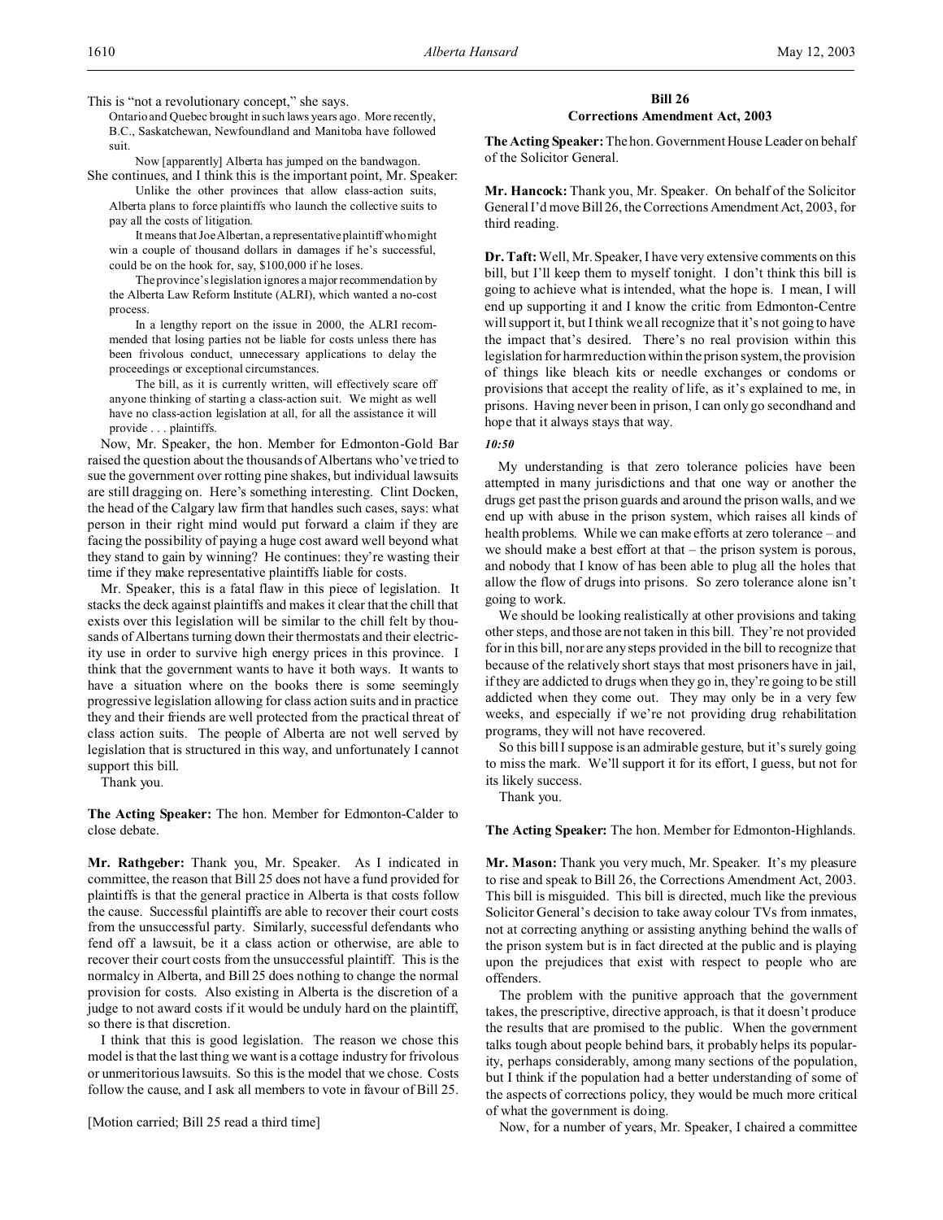This is "not a revolutionary concept," she says.

> Ontario and Quebec brought in such laws years ago. More recently, B.C., Saskatchewan, Newfoundland and Manitoba have followed suit.
>
> Now [apparently] Alberta has jumped on the bandwagon.

She continues, and I think this is the important point, Mr. Speaker:

> Unlike the other provinces that allow class-action suits, Alberta plans to force plaintiffs who launch the collective suits to pay all the costs of litigation.
>
> It means that Joe Albertan, a representative plaintiff who might win a couple of thousand dollars in damages if he's successful, could be on the hook for, say, $100,000 if he loses.
>
> The province's legislation ignores a major recommendation by the Alberta Law Reform Institute (ALRI), which wanted a no-cost process.
>
> In a lengthy report on the issue in 2000, the ALRI recommended that losing parties not be liable for costs unless there has been frivolous conduct, unnecessary applications to delay the proceedings or exceptional circumstances.
>
> The bill, as it is currently written, will effectively scare off anyone thinking of starting a class-action suit. We might as well have no class-action legislation at all, for all the assistance it will provide . . . plaintiffs.

Now, Mr. Speaker, the hon. Member for Edmonton-Gold Bar raised the question about the thousands of Albertans who've tried to sue the government over rotting pine shakes, but individual lawsuits are still dragging on. Here's something interesting. Clint Docken, the head of the Calgary law firm that handles such cases, says: what person in their right mind would put forward a claim if they are facing the possibility of paying a huge cost award well beyond what they stand to gain by winning? He continues: they're wasting their time if they make representative plaintiffs liable for costs.

Mr. Speaker, this is a fatal flaw in this piece of legislation. It stacks the deck against plaintiffs and makes it clear that the chill that exists over this legislation will be similar to the chill felt by thousands of Albertans turning down their thermostats and their electricity use in order to survive high energy prices in this province. I think that the government wants to have it both ways. It wants to have a situation where on the books there is some seemingly progressive legislation allowing for class action suits and in practice they and their friends are well protected from the practical threat of class action suits. The people of Alberta are not well served by legislation that is structured in this way, and unfortunately I cannot support this bill.

Thank you.

**The Acting Speaker:** The hon. Member for Edmonton-Calder to close debate.

**Mr. Rathgeber:** Thank you, Mr. Speaker. As I indicated in committee, the reason that Bill 25 does not have a fund provided for plaintiffs is that the general practice in Alberta is that costs follow the cause. Successful plaintiffs are able to recover their court costs from the unsuccessful party. Similarly, successful defendants who fend off a lawsuit, be it a class action or otherwise, are able to recover their court costs from the unsuccessful plaintiff. This is the normalcy in Alberta, and Bill 25 does nothing to change the normal provision for costs. Also existing in Alberta is the discretion of a judge to not award costs if it would be unduly hard on the plaintiff, so there is that discretion.

I think that this is good legislation. The reason we chose this model is that the last thing we want is a cottage industry for frivolous or unmeritorious lawsuits. So this is the model that we chose. Costs follow the cause, and I ask all members to vote in favour of Bill 25.

[Motion carried; Bill 25 read a third time]

## Bill 26
## Corrections Amendment Act, 2003

**The Acting Speaker:** The hon. Government House Leader on behalf of the Solicitor General.

**Mr. Hancock:** Thank you, Mr. Speaker. On behalf of the Solicitor General I'd move Bill 26, the Corrections Amendment Act, 2003, for third reading.

**Dr. Taft:** Well, Mr. Speaker, I have very extensive comments on this bill, but I'll keep them to myself tonight. I don't think this bill is going to achieve what is intended, what the hope is. I mean, I will end up supporting it and I know the critic from Edmonton-Centre will support it, but I think we all recognize that it's not going to have the impact that's desired. There's no real provision within this legislation for harm reduction within the prison system, the provision of things like bleach kits or needle exchanges or condoms or provisions that accept the reality of life, as it's explained to me, in prisons. Having never been in prison, I can only go secondhand and hope that it always stays that way.

*10:50*

My understanding is that zero tolerance policies have been attempted in many jurisdictions and that one way or another the drugs get past the prison guards and around the prison walls, and we end up with abuse in the prison system, which raises all kinds of health problems. While we can make efforts at zero tolerance – and we should make a best effort at that – the prison system is porous, and nobody that I know of has been able to plug all the holes that allow the flow of drugs into prisons. So zero tolerance alone isn't going to work.

We should be looking realistically at other provisions and taking other steps, and those are not taken in this bill. They're not provided for in this bill, nor are any steps provided in the bill to recognize that because of the relatively short stays that most prisoners have in jail, if they are addicted to drugs when they go in, they're going to be still addicted when they come out. They may only be in a very few weeks, and especially if we're not providing drug rehabilitation programs, they will not have recovered.

So this bill I suppose is an admirable gesture, but it's surely going to miss the mark. We'll support it for its effort, I guess, but not for its likely success.

Thank you.

**The Acting Speaker:** The hon. Member for Edmonton-Highlands.

**Mr. Mason:** Thank you very much, Mr. Speaker. It's my pleasure to rise and speak to Bill 26, the Corrections Amendment Act, 2003. This bill is misguided. This bill is directed, much like the previous Solicitor General's decision to take away colour TVs from inmates, not at correcting anything or assisting anything behind the walls of the prison system but is in fact directed at the public and is playing upon the prejudices that exist with respect to people who are offenders.

The problem with the punitive approach that the government takes, the prescriptive, directive approach, is that it doesn't produce the results that are promised to the public. When the government talks tough about people behind bars, it probably helps its popularity, perhaps considerably, among many sections of the population, but I think if the population had a better understanding of some of the aspects of corrections policy, they would be much more critical of what the government is doing.

Now, for a number of years, Mr. Speaker, I chaired a committee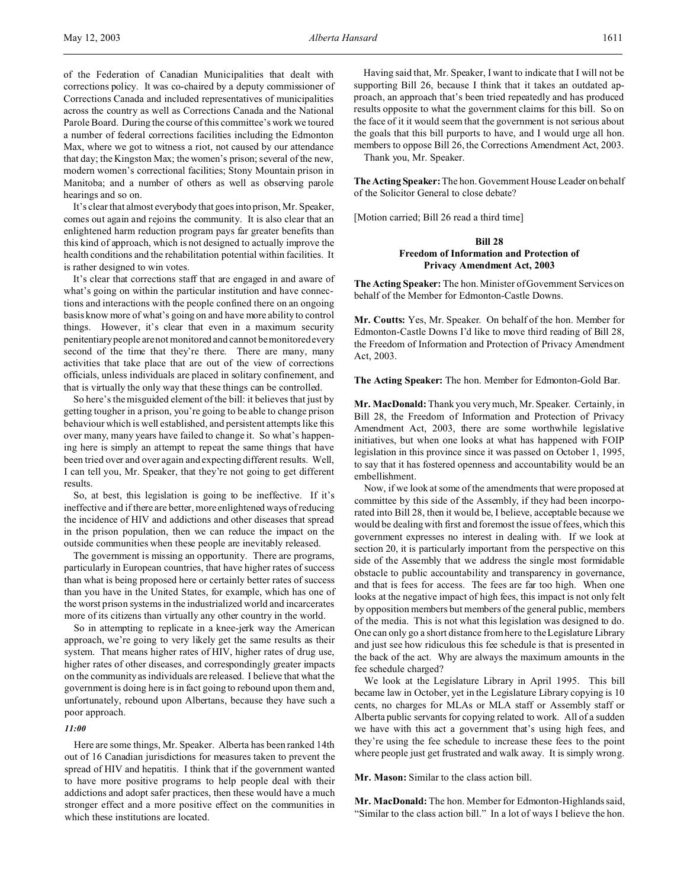of the Federation of Canadian Municipalities that dealt with corrections policy. It was co-chaired by a deputy commissioner of Corrections Canada and included representatives of municipalities across the country as well as Corrections Canada and the National Parole Board. During the course of this committee's work we toured a number of federal corrections facilities including the Edmonton Max, where we got to witness a riot, not caused by our attendance that day; the Kingston Max; the women's prison; several of the new, modern women's correctional facilities; Stony Mountain prison in Manitoba; and a number of others as well as observing parole hearings and so on.

It's clear that almost everybody that goes into prison, Mr. Speaker, comes out again and rejoins the community. It is also clear that an enlightened harm reduction program pays far greater benefits than this kind of approach, which is not designed to actually improve the health conditions and the rehabilitation potential within facilities. It is rather designed to win votes.

It's clear that corrections staff that are engaged in and aware of what's going on within the particular institution and have connections and interactions with the people confined there on an ongoing basis know more of what's going on and have more ability to control things. However, it's clear that even in a maximum security penitentiary people are not monitored and cannot be monitored every second of the time that they're there. There are many, many activities that take place that are out of the view of corrections officials, unless individuals are placed in solitary confinement, and that is virtually the only way that these things can be controlled.

So here's the misguided element of the bill: it believes that just by getting tougher in a prison, you're going to be able to change prison behaviour which is well established, and persistent attempts like this over many, many years have failed to change it. So what's happening here is simply an attempt to repeat the same things that have been tried over and over again and expecting different results. Well, I can tell you, Mr. Speaker, that they're not going to get different results.

So, at best, this legislation is going to be ineffective. If it's ineffective and if there are better, more enlightened ways of reducing the incidence of HIV and addictions and other diseases that spread in the prison population, then we can reduce the impact on the outside communities when these people are inevitably released.

The government is missing an opportunity. There are programs, particularly in European countries, that have higher rates of success than what is being proposed here or certainly better rates of success than you have in the United States, for example, which has one of the worst prison systems in the industrialized world and incarcerates more of its citizens than virtually any other country in the world.

So in attempting to replicate in a knee-jerk way the American approach, we're going to very likely get the same results as their system. That means higher rates of HIV, higher rates of drug use, higher rates of other diseases, and correspondingly greater impacts on the community as individuals are released. I believe that what the government is doing here is in fact going to rebound upon them and, unfortunately, rebound upon Albertans, because they have such a poor approach.

*11:00*

Here are some things, Mr. Speaker. Alberta has been ranked 14th out of 16 Canadian jurisdictions for measures taken to prevent the spread of HIV and hepatitis. I think that if the government wanted to have more positive programs to help people deal with their addictions and adopt safer practices, then these would have a much stronger effect and a more positive effect on the communities in which these institutions are located.

Having said that, Mr. Speaker, I want to indicate that I will not be supporting Bill 26, because I think that it takes an outdated approach, an approach that's been tried repeatedly and has produced results opposite to what the government claims for this bill. So on the face of it it would seem that the government is not serious about the goals that this bill purports to have, and I would urge all hon. members to oppose Bill 26, the Corrections Amendment Act, 2003.

Thank you, Mr. Speaker.

**The Acting Speaker:** The hon. Government House Leader on behalf of the Solicitor General to close debate?

[Motion carried; Bill 26 read a third time]

### Bill 28
### Freedom of Information and Protection of Privacy Amendment Act, 2003

**The Acting Speaker:** The hon. Minister of Government Services on behalf of the Member for Edmonton-Castle Downs.

**Mr. Coutts:** Yes, Mr. Speaker. On behalf of the hon. Member for Edmonton-Castle Downs I'd like to move third reading of Bill 28, the Freedom of Information and Protection of Privacy Amendment Act, 2003.

**The Acting Speaker:** The hon. Member for Edmonton-Gold Bar.

**Mr. MacDonald:** Thank you very much, Mr. Speaker. Certainly, in Bill 28, the Freedom of Information and Protection of Privacy Amendment Act, 2003, there are some worthwhile legislative initiatives, but when one looks at what has happened with FOIP legislation in this province since it was passed on October 1, 1995, to say that it has fostered openness and accountability would be an embellishment.

Now, if we look at some of the amendments that were proposed at committee by this side of the Assembly, if they had been incorporated into Bill 28, then it would be, I believe, acceptable because we would be dealing with first and foremost the issue of fees, which this government expresses no interest in dealing with. If we look at section 20, it is particularly important from the perspective on this side of the Assembly that we address the single most formidable obstacle to public accountability and transparency in governance, and that is fees for access. The fees are far too high. When one looks at the negative impact of high fees, this impact is not only felt by opposition members but members of the general public, members of the media. This is not what this legislation was designed to do. One can only go a short distance from here to the Legislature Library and just see how ridiculous this fee schedule is that is presented in the back of the act. Why are always the maximum amounts in the fee schedule charged?

We look at the Legislature Library in April 1995. This bill became law in October, yet in the Legislature Library copying is 10 cents, no charges for MLAs or MLA staff or Assembly staff or Alberta public servants for copying related to work. All of a sudden we have with this act a government that's using high fees, and they're using the fee schedule to increase these fees to the point where people just get frustrated and walk away. It is simply wrong.

**Mr. Mason:** Similar to the class action bill.

**Mr. MacDonald:** The hon. Member for Edmonton-Highlands said, "Similar to the class action bill." In a lot of ways I believe the hon.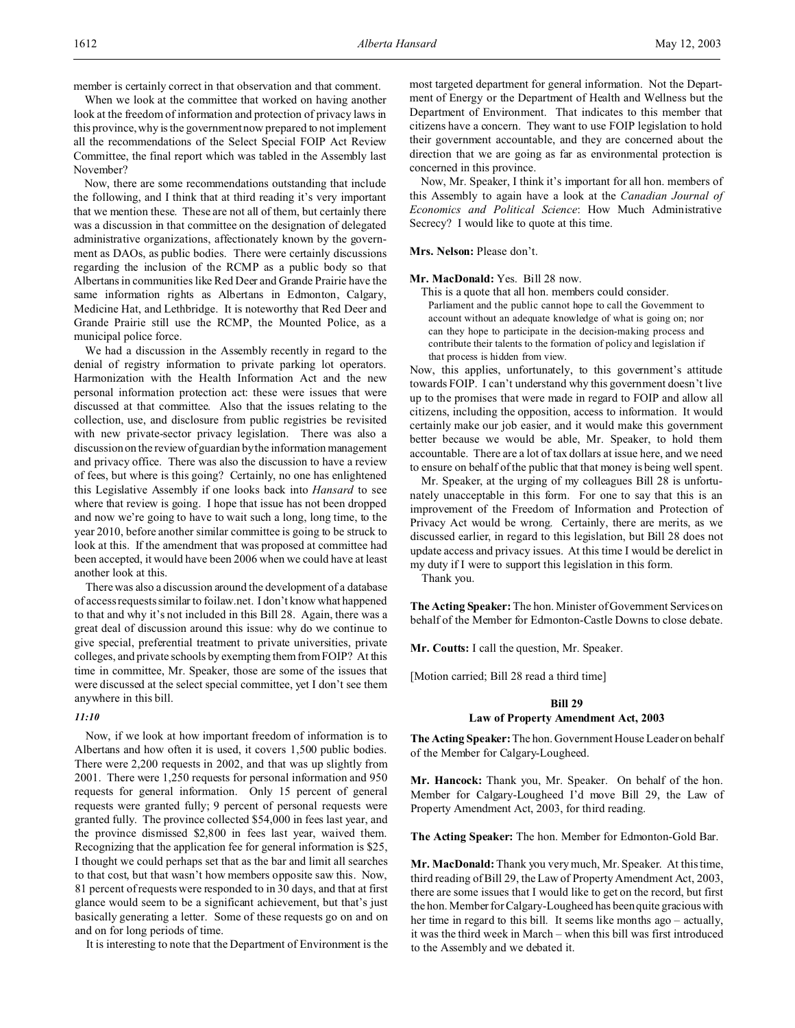member is certainly correct in that observation and that comment.

When we look at the committee that worked on having another look at the freedom of information and protection of privacy laws in this province, why is the government now prepared to not implement all the recommendations of the Select Special FOIP Act Review Committee, the final report which was tabled in the Assembly last November?

Now, there are some recommendations outstanding that include the following, and I think that at third reading it's very important that we mention these. These are not all of them, but certainly there was a discussion in that committee on the designation of delegated administrative organizations, affectionately known by the government as DAOs, as public bodies. There were certainly discussions regarding the inclusion of the RCMP as a public body so that Albertans in communities like Red Deer and Grande Prairie have the same information rights as Albertans in Edmonton, Calgary, Medicine Hat, and Lethbridge. It is noteworthy that Red Deer and Grande Prairie still use the RCMP, the Mounted Police, as a municipal police force.

We had a discussion in the Assembly recently in regard to the denial of registry information to private parking lot operators. Harmonization with the Health Information Act and the new personal information protection act: these were issues that were discussed at that committee. Also that the issues relating to the collection, use, and disclosure from public registries be revisited with new private-sector privacy legislation. There was also a discussion on the review of guardian by the information management and privacy office. There was also the discussion to have a review of fees, but where is this going? Certainly, no one has enlightened this Legislative Assembly if one looks back into *Hansard* to see where that review is going. I hope that issue has not been dropped and now we're going to have to wait such a long, long time, to the year 2010, before another similar committee is going to be struck to look at this. If the amendment that was proposed at committee had been accepted, it would have been 2006 when we could have at least another look at this.

There was also a discussion around the development of a database of access requests similar to foilaw.net. I don't know what happened to that and why it's not included in this Bill 28. Again, there was a great deal of discussion around this issue: why do we continue to give special, preferential treatment to private universities, private colleges, and private schools by exempting them from FOIP? At this time in committee, Mr. Speaker, those are some of the issues that were discussed at the select special committee, yet I don't see them anywhere in this bill.

*11:10*

Now, if we look at how important freedom of information is to Albertans and how often it is used, it covers 1,500 public bodies. There were 2,200 requests in 2002, and that was up slightly from 2001. There were 1,250 requests for personal information and 950 requests for general information. Only 15 percent of general requests were granted fully; 9 percent of personal requests were granted fully. The province collected $54,000 in fees last year, and the province dismissed $2,800 in fees last year, waived them. Recognizing that the application fee for general information is $25, I thought we could perhaps set that as the bar and limit all searches to that cost, but that wasn't how members opposite saw this. Now, 81 percent of requests were responded to in 30 days, and that at first glance would seem to be a significant achievement, but that's just basically generating a letter. Some of these requests go on and on and on for long periods of time.

It is interesting to note that the Department of Environment is the most targeted department for general information. Not the Department of Energy or the Department of Health and Wellness but the Department of Environment. That indicates to this member that citizens have a concern. They want to use FOIP legislation to hold their government accountable, and they are concerned about the direction that we are going as far as environmental protection is concerned in this province.

Now, Mr. Speaker, I think it's important for all hon. members of this Assembly to again have a look at the *Canadian Journal of Economics and Political Science*: How Much Administrative Secrecy? I would like to quote at this time.

**Mrs. Nelson:** Please don't.

**Mr. MacDonald:** Yes. Bill 28 now.

This is a quote that all hon. members could consider.

> Parliament and the public cannot hope to call the Government to account without an adequate knowledge of what is going on; nor can they hope to participate in the decision-making process and contribute their talents to the formation of policy and legislation if that process is hidden from view.

Now, this applies, unfortunately, to this government's attitude towards FOIP. I can't understand why this government doesn't live up to the promises that were made in regard to FOIP and allow all citizens, including the opposition, access to information. It would certainly make our job easier, and it would make this government better because we would be able, Mr. Speaker, to hold them accountable. There are a lot of tax dollars at issue here, and we need to ensure on behalf of the public that that money is being well spent.

Mr. Speaker, at the urging of my colleagues Bill 28 is unfortunately unacceptable in this form. For one to say that this is an improvement of the Freedom of Information and Protection of Privacy Act would be wrong. Certainly, there are merits, as we discussed earlier, in regard to this legislation, but Bill 28 does not update access and privacy issues. At this time I would be derelict in my duty if I were to support this legislation in this form.

Thank you.

**The Acting Speaker:** The hon. Minister of Government Services on behalf of the Member for Edmonton-Castle Downs to close debate.

**Mr. Coutts:** I call the question, Mr. Speaker.

[Motion carried; Bill 28 read a third time]

## Bill 29
## Law of Property Amendment Act, 2003

**The Acting Speaker:** The hon. Government House Leader on behalf of the Member for Calgary-Lougheed.

**Mr. Hancock:** Thank you, Mr. Speaker. On behalf of the hon. Member for Calgary-Lougheed I'd move Bill 29, the Law of Property Amendment Act, 2003, for third reading.

**The Acting Speaker:** The hon. Member for Edmonton-Gold Bar.

**Mr. MacDonald:** Thank you very much, Mr. Speaker. At this time, third reading of Bill 29, the Law of Property Amendment Act, 2003, there are some issues that I would like to get on the record, but first the hon. Member for Calgary-Lougheed has been quite gracious with her time in regard to this bill. It seems like months ago – actually, it was the third week in March – when this bill was first introduced to the Assembly and we debated it.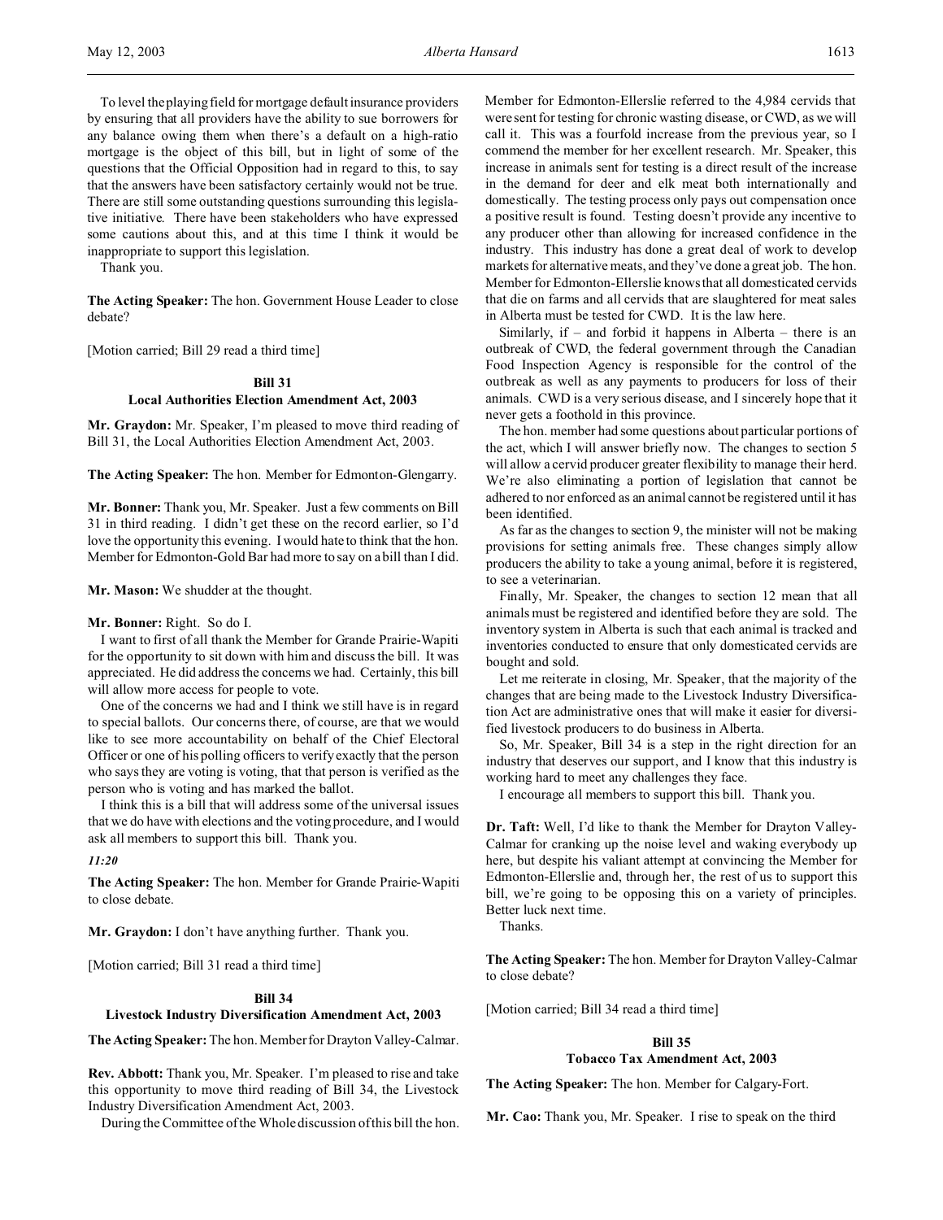To level the playing field for mortgage default insurance providers by ensuring that all providers have the ability to sue borrowers for any balance owing them when there's a default on a high-ratio mortgage is the object of this bill, but in light of some of the questions that the Official Opposition had in regard to this, to say that the answers have been satisfactory certainly would not be true. There are still some outstanding questions surrounding this legislative initiative. There have been stakeholders who have expressed some cautions about this, and at this time I think it would be inappropriate to support this legislation.

Thank you.

**The Acting Speaker:** The hon. Government House Leader to close debate?

[Motion carried; Bill 29 read a third time]

### Bill 31
### Local Authorities Election Amendment Act, 2003

**Mr. Graydon:** Mr. Speaker, I'm pleased to move third reading of Bill 31, the Local Authorities Election Amendment Act, 2003.

**The Acting Speaker:** The hon. Member for Edmonton-Glengarry.

**Mr. Bonner:** Thank you, Mr. Speaker. Just a few comments on Bill 31 in third reading. I didn't get these on the record earlier, so I'd love the opportunity this evening. I would hate to think that the hon. Member for Edmonton-Gold Bar had more to say on a bill than I did.

**Mr. Mason:** We shudder at the thought.

**Mr. Bonner:** Right. So do I.

I want to first of all thank the Member for Grande Prairie-Wapiti for the opportunity to sit down with him and discuss the bill. It was appreciated. He did address the concerns we had. Certainly, this bill will allow more access for people to vote.

One of the concerns we had and I think we still have is in regard to special ballots. Our concerns there, of course, are that we would like to see more accountability on behalf of the Chief Electoral Officer or one of his polling officers to verify exactly that the person who says they are voting is voting, that that person is verified as the person who is voting and has marked the ballot.

I think this is a bill that will address some of the universal issues that we do have with elections and the voting procedure, and I would ask all members to support this bill. Thank you.

*11:20*

**The Acting Speaker:** The hon. Member for Grande Prairie-Wapiti to close debate.

**Mr. Graydon:** I don't have anything further. Thank you.

[Motion carried; Bill 31 read a third time]

### Bill 34
### Livestock Industry Diversification Amendment Act, 2003

**The Acting Speaker:** The hon. Member for Drayton Valley-Calmar.

**Rev. Abbott:** Thank you, Mr. Speaker. I'm pleased to rise and take this opportunity to move third reading of Bill 34, the Livestock Industry Diversification Amendment Act, 2003.

During the Committee of the Whole discussion of this bill the hon. Member for Edmonton-Ellerslie referred to the 4,984 cervids that were sent for testing for chronic wasting disease, or CWD, as we will call it. This was a fourfold increase from the previous year, so I commend the member for her excellent research. Mr. Speaker, this increase in animals sent for testing is a direct result of the increase in the demand for deer and elk meat both internationally and domestically. The testing process only pays out compensation once a positive result is found. Testing doesn't provide any incentive to any producer other than allowing for increased confidence in the industry. This industry has done a great deal of work to develop markets for alternative meats, and they've done a great job. The hon. Member for Edmonton-Ellerslie knows that all domesticated cervids that die on farms and all cervids that are slaughtered for meat sales in Alberta must be tested for CWD. It is the law here.

Similarly, if – and forbid it happens in Alberta – there is an outbreak of CWD, the federal government through the Canadian Food Inspection Agency is responsible for the control of the outbreak as well as any payments to producers for loss of their animals. CWD is a very serious disease, and I sincerely hope that it never gets a foothold in this province.

The hon. member had some questions about particular portions of the act, which I will answer briefly now. The changes to section 5 will allow a cervid producer greater flexibility to manage their herd. We're also eliminating a portion of legislation that cannot be adhered to nor enforced as an animal cannot be registered until it has been identified.

As far as the changes to section 9, the minister will not be making provisions for setting animals free. These changes simply allow producers the ability to take a young animal, before it is registered, to see a veterinarian.

Finally, Mr. Speaker, the changes to section 12 mean that all animals must be registered and identified before they are sold. The inventory system in Alberta is such that each animal is tracked and inventories conducted to ensure that only domesticated cervids are bought and sold.

Let me reiterate in closing, Mr. Speaker, that the majority of the changes that are being made to the Livestock Industry Diversification Act are administrative ones that will make it easier for diversified livestock producers to do business in Alberta.

So, Mr. Speaker, Bill 34 is a step in the right direction for an industry that deserves our support, and I know that this industry is working hard to meet any challenges they face.

I encourage all members to support this bill. Thank you.

**Dr. Taft:** Well, I'd like to thank the Member for Drayton Valley-Calmar for cranking up the noise level and waking everybody up here, but despite his valiant attempt at convincing the Member for Edmonton-Ellerslie and, through her, the rest of us to support this bill, we're going to be opposing this on a variety of principles. Better luck next time.

Thanks.

**The Acting Speaker:** The hon. Member for Drayton Valley-Calmar to close debate?

[Motion carried; Bill 34 read a third time]

### Bill 35
### Tobacco Tax Amendment Act, 2003

**The Acting Speaker:** The hon. Member for Calgary-Fort.

**Mr. Cao:** Thank you, Mr. Speaker. I rise to speak on the third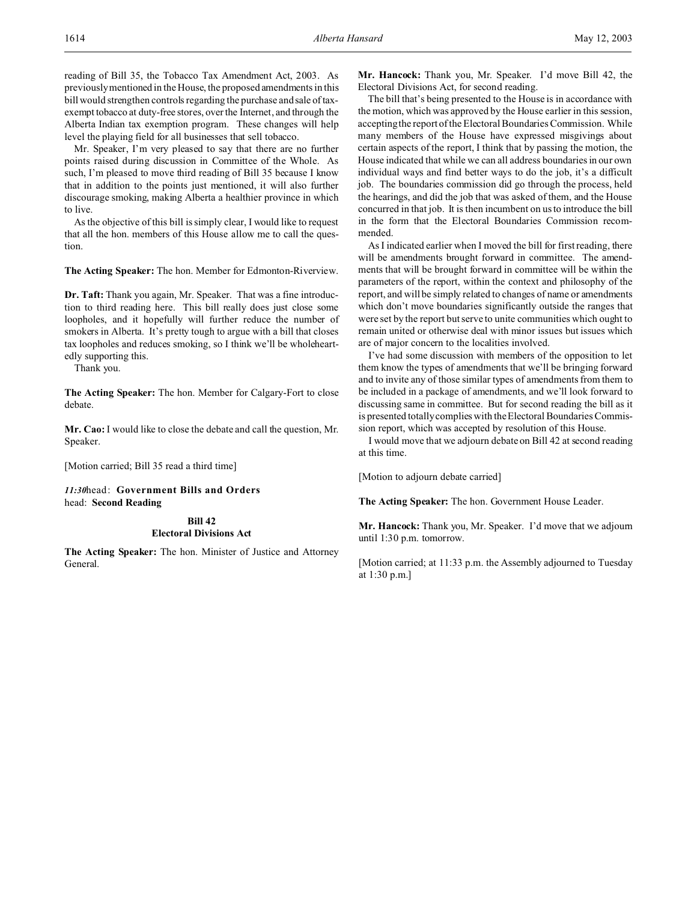reading of Bill 35, the Tobacco Tax Amendment Act, 2003. As previously mentioned in the House, the proposed amendments in this bill would strengthen controls regarding the purchase and sale of tax-exempt tobacco at duty-free stores, over the Internet, and through the Alberta Indian tax exemption program. These changes will help level the playing field for all businesses that sell tobacco.

Mr. Speaker, I'm very pleased to say that there are no further points raised during discussion in Committee of the Whole. As such, I'm pleased to move third reading of Bill 35 because I know that in addition to the points just mentioned, it will also further discourage smoking, making Alberta a healthier province in which to live.

As the objective of this bill is simply clear, I would like to request that all the hon. members of this House allow me to call the question.

**The Acting Speaker:** The hon. Member for Edmonton-Riverview.

**Dr. Taft:** Thank you again, Mr. Speaker. That was a fine introduction to third reading here. This bill really does just close some loopholes, and it hopefully will further reduce the number of smokers in Alberta. It's pretty tough to argue with a bill that closes tax loopholes and reduces smoking, so I think we'll be wholeheartedly supporting this.

Thank you.

**The Acting Speaker:** The hon. Member for Calgary-Fort to close debate.

**Mr. Cao:** I would like to close the debate and call the question, Mr. Speaker.

[Motion carried; Bill 35 read a third time]

*11:30* head: **Government Bills and Orders**
head: **Second Reading**

**Bill 42**
**Electoral Divisions Act**

**The Acting Speaker:** The hon. Minister of Justice and Attorney General.

**Mr. Hancock:** Thank you, Mr. Speaker. I'd move Bill 42, the Electoral Divisions Act, for second reading.

The bill that's being presented to the House is in accordance with the motion, which was approved by the House earlier in this session, accepting the report of the Electoral Boundaries Commission. While many members of the House have expressed misgivings about certain aspects of the report, I think that by passing the motion, the House indicated that while we can all address boundaries in our own individual ways and find better ways to do the job, it's a difficult job. The boundaries commission did go through the process, held the hearings, and did the job that was asked of them, and the House concurred in that job. It is then incumbent on us to introduce the bill in the form that the Electoral Boundaries Commission recommended.

As I indicated earlier when I moved the bill for first reading, there will be amendments brought forward in committee. The amendments that will be brought forward in committee will be within the parameters of the report, within the context and philosophy of the report, and will be simply related to changes of name or amendments which don't move boundaries significantly outside the ranges that were set by the report but serve to unite communities which ought to remain united or otherwise deal with minor issues but issues which are of major concern to the localities involved.

I've had some discussion with members of the opposition to let them know the types of amendments that we'll be bringing forward and to invite any of those similar types of amendments from them to be included in a package of amendments, and we'll look forward to discussing same in committee. But for second reading the bill as it is presented totally complies with the Electoral Boundaries Commission report, which was accepted by resolution of this House.

I would move that we adjourn debate on Bill 42 at second reading at this time.

[Motion to adjourn debate carried]

**The Acting Speaker:** The hon. Government House Leader.

**Mr. Hancock:** Thank you, Mr. Speaker. I'd move that we adjourn until 1:30 p.m. tomorrow.

[Motion carried; at 11:33 p.m. the Assembly adjourned to Tuesday at 1:30 p.m.]